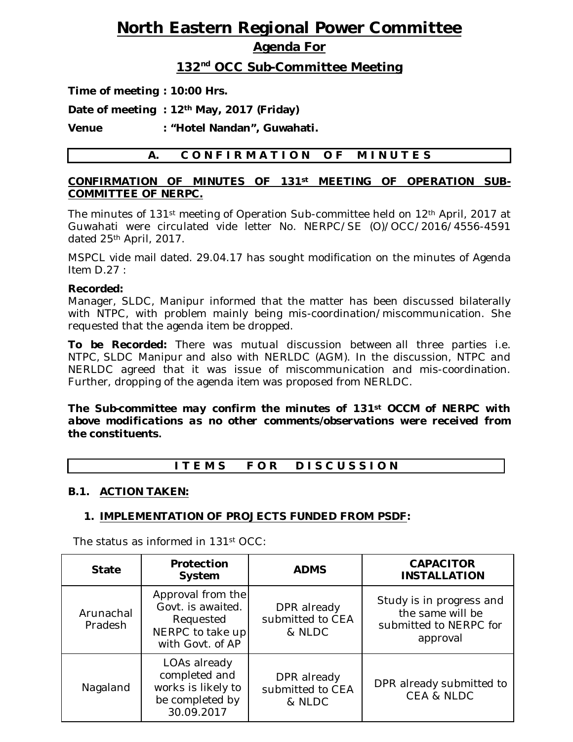# North Eastern Regional Power Committee

## Agenda For

## 132nd OCC Sub-Committee Meeting

**Time of meeting : 10:00 Hrs.**

**Date of meeting : 12th May, 2017 (Friday)**

**Venue : "Hotel Nandan", Guwahati.**

## A. CONFIRMATION OF MINUTES

**CONFIRMATION OF MINUTES OF 131st MEETING OF OPERATION SUB-COMMITTEE OF NERPC.**

The minutes of 131st meeting of Operation Sub-committee held on 12th April, 2017 at Guwahati were circulated vide letter No. NERPC/SE (O)/OCC/2016/4556-4591 dated 25th April, 2017.

MSPCL vide mail dated. 29.04.17 has sought modification on the minutes of Agenda Item D.27 :

**Recorded:**
Manager, SLDC, Manipur informed that the matter has been discussed bilaterally with NTPC, with problem mainly being mis-coordination/miscommunication. She requested that the agenda item be dropped.

**To be Recorded:** There was mutual discussion between all three parties i.e. NTPC, SLDC Manipur and also with NERLDC (AGM). In the discussion, NTPC and NERLDC agreed that it was issue of miscommunication and mis-coordination. Further, dropping of the agenda item was proposed from NERLDC.

***The Sub-committee may confirm the minutes of 131st OCCM of NERPC with above modifications as no other comments/observations were received from the constituents.***

## ITEMS FOR DISCUSSION

### B.1. ACTION TAKEN:

#### 1. IMPLEMENTATION OF PROJECTS FUNDED FROM PSDF:

The status as informed in 131st OCC:

| State | Protection System | ADMS | CAPACITOR INSTALLATION |
|---|---|---|---|
| Arunachal Pradesh | Approval from the Govt. is awaited. Requested NERPC to take up with Govt. of AP | DPR already submitted to CEA & NLDC | Study is in progress and the same will be submitted to NERPC for approval |
| Nagaland | LOAs already completed and works is likely to be completed by 30.09.2017 | DPR already submitted to CEA & NLDC | DPR already submitted to CEA & NLDC |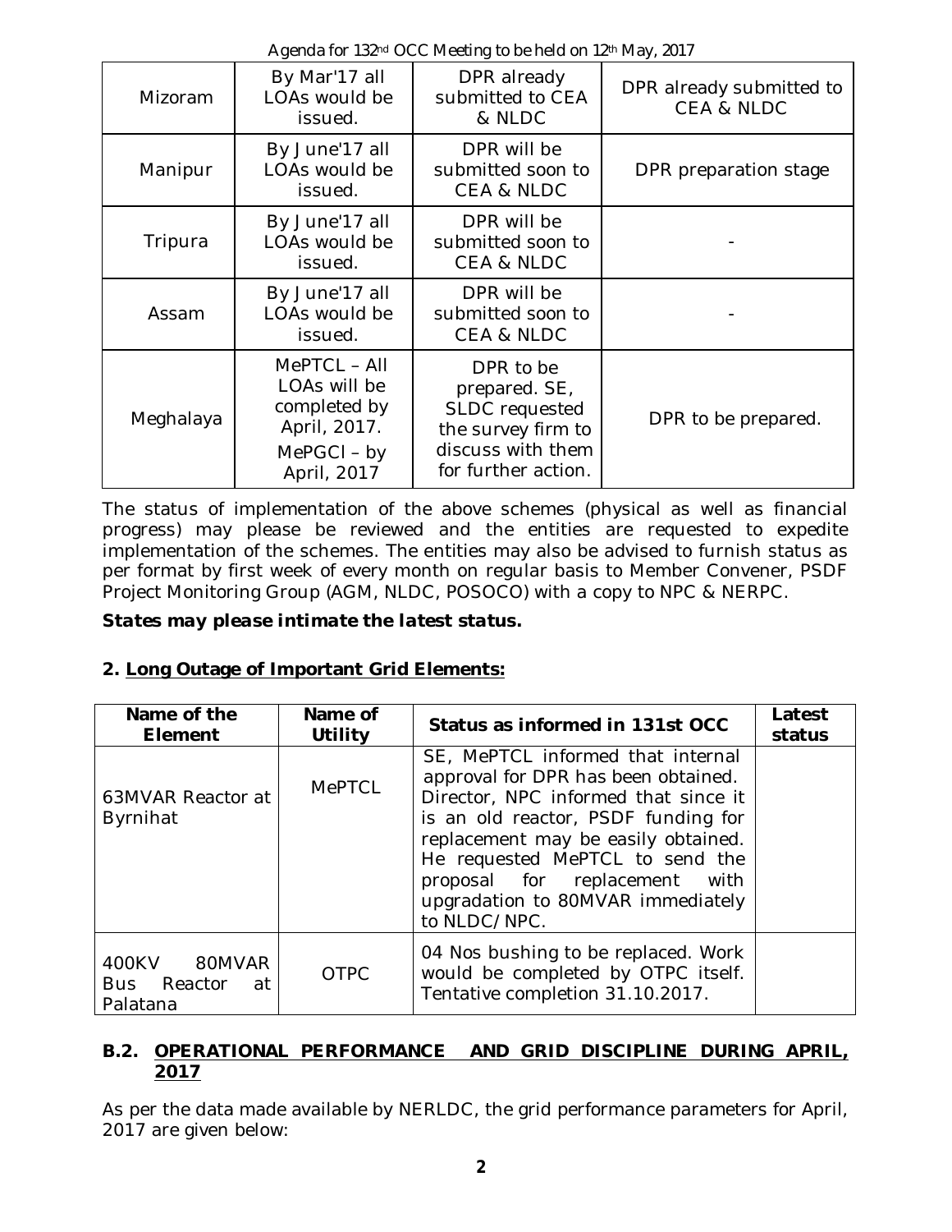| Mizoram | By Mar'17 all LOAs would be issued. | DPR already submitted to CEA & NLDC | DPR already submitted to CEA & NLDC |
|---|---|---|---|
| Manipur | By June'17 all LOAs would be issued. | DPR will be submitted soon to CEA & NLDC | DPR preparation stage |
| Tripura | By June'17 all LOAs would be issued. | DPR will be submitted soon to CEA & NLDC | - |
| Assam | By June'17 all LOAs would be issued. | DPR will be submitted soon to CEA & NLDC | - |
| Meghalaya | MePTCL – All LOAs will be completed by April, 2017. MePGCl – by April, 2017 | DPR to be prepared. SE, SLDC requested the survey firm to discuss with them for further action. | DPR to be prepared. |

The status of implementation of the above schemes (physical as well as financial progress) may please be reviewed and the entities are requested to expedite implementation of the schemes. The entities may also be advised to furnish status as per format by first week of every month on regular basis to Member Convener, PSDF Project Monitoring Group (AGM, NLDC, POSOCO) with a copy to NPC & NERPC.

***States may please intimate the latest status.***

**2. Long Outage of Important Grid Elements:**

| Name of the Element | Name of Utility | Status as informed in 131st OCC | Latest status |
|---|---|---|---|
| 63MVAR Reactor at Byrnihat | MePTCL | SE, MePTCL informed that internal approval for DPR has been obtained. Director, NPC informed that since it is an old reactor, PSDF funding for replacement may be easily obtained. He requested MePTCL to send the proposal for replacement with upgradation to 80MVAR immediately to NLDC/NPC. | |
| 400KV 80MVAR Bus Reactor at Palatana | OTPC | 04 Nos bushing to be replaced. Work would be completed by OTPC itself. Tentative completion 31.10.2017. | |

## B.2. OPERATIONAL PERFORMANCE AND GRID DISCIPLINE DURING APRIL, 2017

As per the data made available by NERLDC, the grid performance parameters for April, 2017 are given below: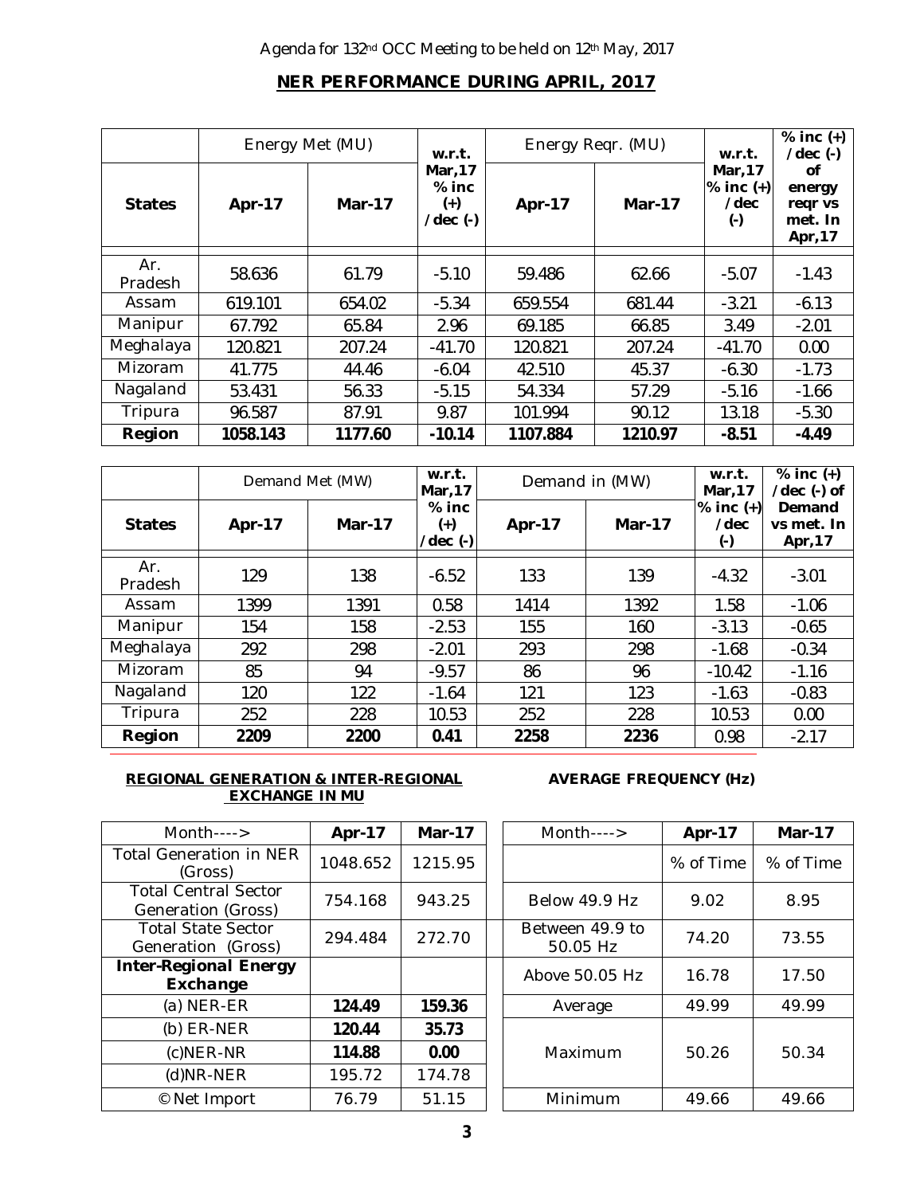## NER PERFORMANCE DURING APRIL, 2017

| | Energy Met (MU) | | w.r.t. Mar,17 % inc (+) /dec (-) | Energy Reqr. (MU) | | w.r.t. Mar,17 % inc (+) /dec (-) | % inc (+) /dec (-) of energy reqr vs met. In Apr,17 |
|---|---|---|---|---|---|---|---|
| **States** | **Apr-17** | **Mar-17** | | **Apr-17** | **Mar-17** | | |
| Ar. Pradesh | 58.636 | 61.79 | -5.10 | 59.486 | 62.66 | -5.07 | -1.43 |
| Assam | 619.101 | 654.02 | -5.34 | 659.554 | 681.44 | -3.21 | -6.13 |
| Manipur | 67.792 | 65.84 | 2.96 | 69.185 | 66.85 | 3.49 | -2.01 |
| Meghalaya | 120.821 | 207.24 | -41.70 | 120.821 | 207.24 | -41.70 | 0.00 |
| Mizoram | 41.775 | 44.46 | -6.04 | 42.510 | 45.37 | -6.30 | -1.73 |
| Nagaland | 53.431 | 56.33 | -5.15 | 54.334 | 57.29 | -5.16 | -1.66 |
| Tripura | 96.587 | 87.91 | 9.87 | 101.994 | 90.12 | 13.18 | -5.30 |
| **Region** | **1058.143** | **1177.60** | **-10.14** | **1107.884** | **1210.97** | **-8.51** | **-4.49** |

| | Demand Met (MW) | | w.r.t. Mar,17 % inc (+) /dec (-) | Demand in (MW) | | w.r.t. Mar,17 % inc (+) /dec (-) | % inc (+) /dec (-) of Demand vs met. In Apr,17 |
|---|---|---|---|---|---|---|---|
| **States** | **Apr-17** | **Mar-17** | | **Apr-17** | **Mar-17** | | |
| Ar. Pradesh | 129 | 138 | -6.52 | 133 | 139 | -4.32 | -3.01 |
| Assam | 1399 | 1391 | 0.58 | 1414 | 1392 | 1.58 | -1.06 |
| Manipur | 154 | 158 | -2.53 | 155 | 160 | -3.13 | -0.65 |
| Meghalaya | 292 | 298 | -2.01 | 293 | 298 | -1.68 | -0.34 |
| Mizoram | 85 | 94 | -9.57 | 86 | 96 | -10.42 | -1.16 |
| Nagaland | 120 | 122 | -1.64 | 121 | 123 | -1.63 | -0.83 |
| Tripura | 252 | 228 | 10.53 | 252 | 228 | 10.53 | 0.00 |
| **Region** | **2209** | **2200** | **0.41** | **2258** | **2236** | 0.98 | -2.17 |

**REGIONAL GENERATION & INTER-REGIONAL EXCHANGE IN MU**

| Month----> | Apr-17 | Mar-17 |
|---|---|---|
| Total Generation in NER (Gross) | 1048.652 | 1215.95 |
| Total Central Sector Generation (Gross) | 754.168 | 943.25 |
| Total State Sector Generation (Gross) | 294.484 | 272.70 |
| **Inter-Regional Energy Exchange** | | |
| (a) NER-ER | **124.49** | **159.36** |
| (b) ER-NER | **120.44** | **35.73** |
| (c)NER-NR | **114.88** | **0.00** |
| (d)NR-NER | 195.72 | 174.78 |
| © Net Import | 76.79 | 51.15 |

**AVERAGE FREQUENCY (Hz)**

| Month----> | Apr-17 | Mar-17 |
|---|---|---|
| | % of Time | % of Time |
| Below 49.9 Hz | 9.02 | 8.95 |
| Between 49.9 to 50.05 Hz | 74.20 | 73.55 |
| Above 50.05 Hz | 16.78 | 17.50 |
| Average | 49.99 | 49.99 |
| Maximum | 50.26 | 50.34 |
| Minimum | 49.66 | 49.66 |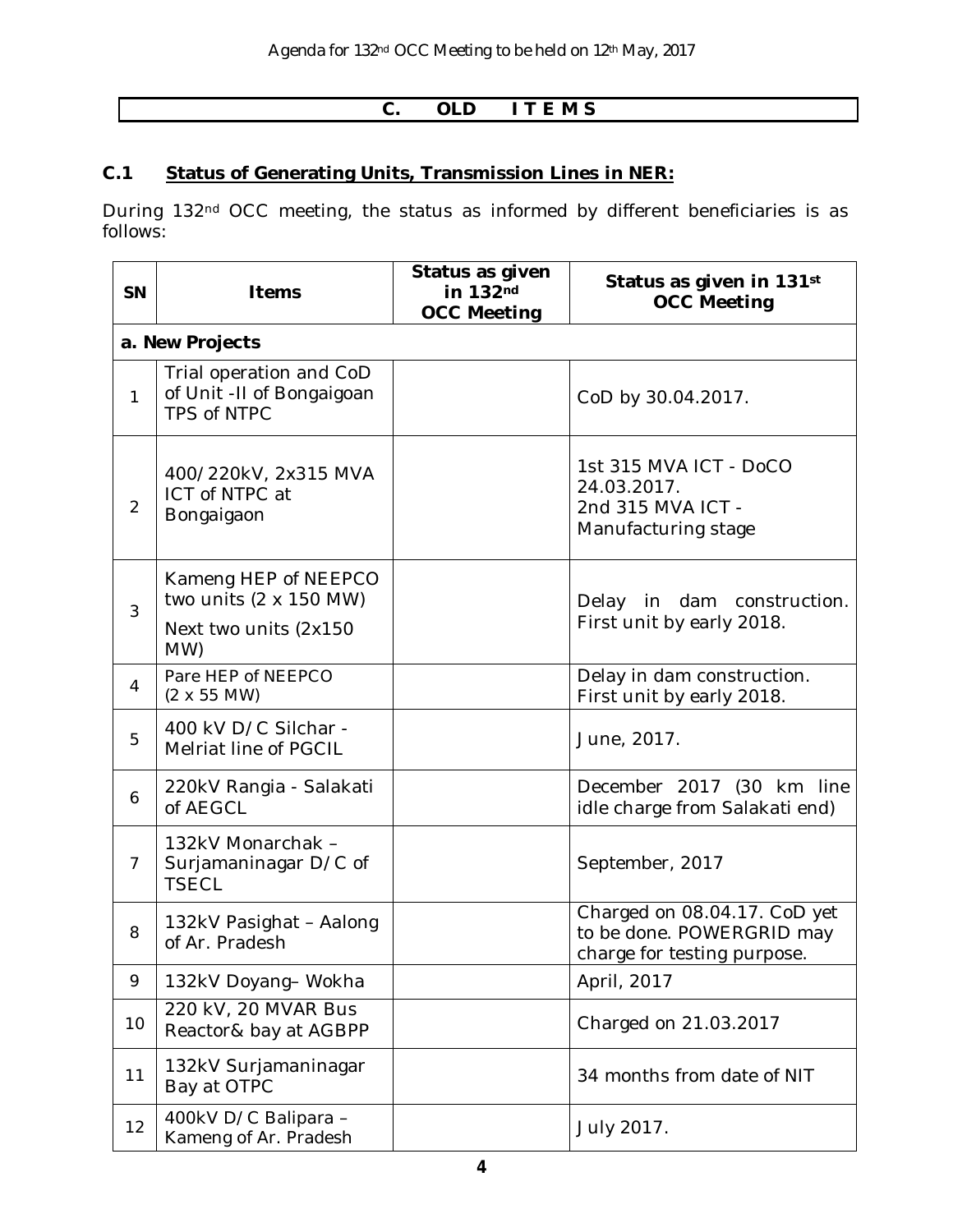## C. OLD ITEMS

### C.1 Status of Generating Units, Transmission Lines in NER:

During 132nd OCC meeting, the status as informed by different beneficiaries is as follows:

| SN | Items | Status as given in 132nd OCC Meeting | Status as given in 131st OCC Meeting |
|---|---|---|---|
| **a. New Projects** | | | |
| 1 | Trial operation and CoD of Unit -II of Bongaigoan TPS of NTPC | | CoD by 30.04.2017. |
| 2 | 400/220kV, 2x315 MVA ICT of NTPC at Bongaigaon | | 1st 315 MVA ICT - DoCO 24.03.2017.<br>2nd 315 MVA ICT - Manufacturing stage |
| 3 | Kameng HEP of NEEPCO two units (2 x 150 MW)<br>Next two units (2x150 MW) | | Delay in dam construction. First unit by early 2018. |
| 4 | Pare HEP of NEEPCO (2 x 55 MW) | | Delay in dam construction. First unit by early 2018. |
| 5 | 400 kV D/C Silchar - Melriat line of PGCIL | | June, 2017. |
| 6 | 220kV Rangia - Salakati of AEGCL | | December 2017 (30 km line idle charge from Salakati end) |
| 7 | 132kV Monarchak – Surjamaninagar D/C of TSECL | | September, 2017 |
| 8 | 132kV Pasighat – Aalong of Ar. Pradesh | | Charged on 08.04.17. CoD yet to be done. POWERGRID may charge for testing purpose. |
| 9 | 132kV Doyang– Wokha | | April, 2017 |
| 10 | 220 kV, 20 MVAR Bus Reactor& bay at AGBPP | | Charged on 21.03.2017 |
| 11 | 132kV Surjamaninagar Bay at OTPC | | 34 months from date of NIT |
| 12 | 400kV D/C Balipara – Kameng of Ar. Pradesh | | July 2017. |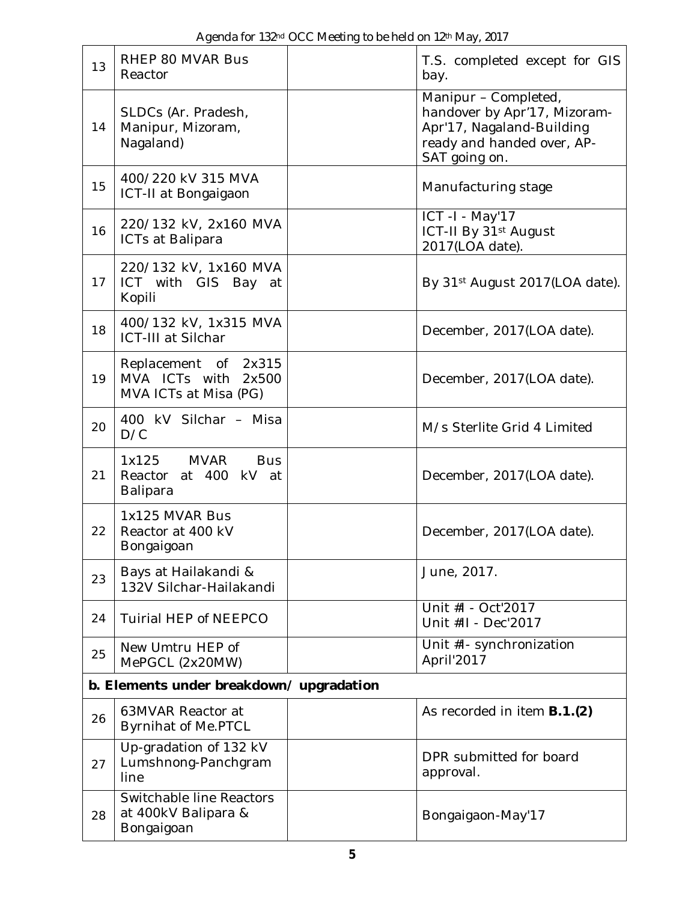| 13 | RHEP 80 MVAR Bus Reactor | | T.S. completed except for GIS bay. |
|---|---|---|---|
| 14 | SLDCs (Ar. Pradesh, Manipur, Mizoram, Nagaland) | | Manipur – Completed, handover by Apr'17, Mizoram-Apr'17, Nagaland-Building ready and handed over, AP-SAT going on. |
| 15 | 400/220 kV 315 MVA ICT-II at Bongaigaon | | Manufacturing stage |
| 16 | 220/132 kV, 2x160 MVA ICTs at Balipara | | ICT -I - May'17<br>ICT-II By 31st August 2017(LOA date). |
| 17 | 220/132 kV, 1x160 MVA ICT with GIS Bay at Kopili | | By 31st August 2017(LOA date). |
| 18 | 400/132 kV, 1x315 MVA ICT-III at Silchar | | December, 2017(LOA date). |
| 19 | Replacement of 2x315 MVA ICTs with 2x500 MVA ICTs at Misa (PG) | | December, 2017(LOA date). |
| 20 | 400 kV Silchar – Misa D/C | | M/s Sterlite Grid 4 Limited |
| 21 | 1x125 MVAR Bus Reactor at 400 kV at Balipara | | December, 2017(LOA date). |
| 22 | 1x125 MVAR Bus Reactor at 400 kV Bongaigoan | | December, 2017(LOA date). |
| 23 | Bays at Hailakandi & 132V Silchar-Hailakandi | | June, 2017. |
| 24 | Tuirial HEP of NEEPCO | | Unit #I - Oct'2017<br>Unit #II - Dec'2017 |
| 25 | New Umtru HEP of MePGCL (2x20MW) | | Unit #I- synchronization April'2017 |
| **b. Elements under breakdown/ upgradation** | | | |
| 26 | 63MVAR Reactor at Byrnihat of Me.PTCL | | As recorded in item **B.1.(2)** |
| 27 | Up-gradation of 132 kV Lumshnong-Panchgram line | | DPR submitted for board approval. |
| 28 | Switchable line Reactors at 400kV Balipara & Bongaigoan | | Bongaigaon-May'17 |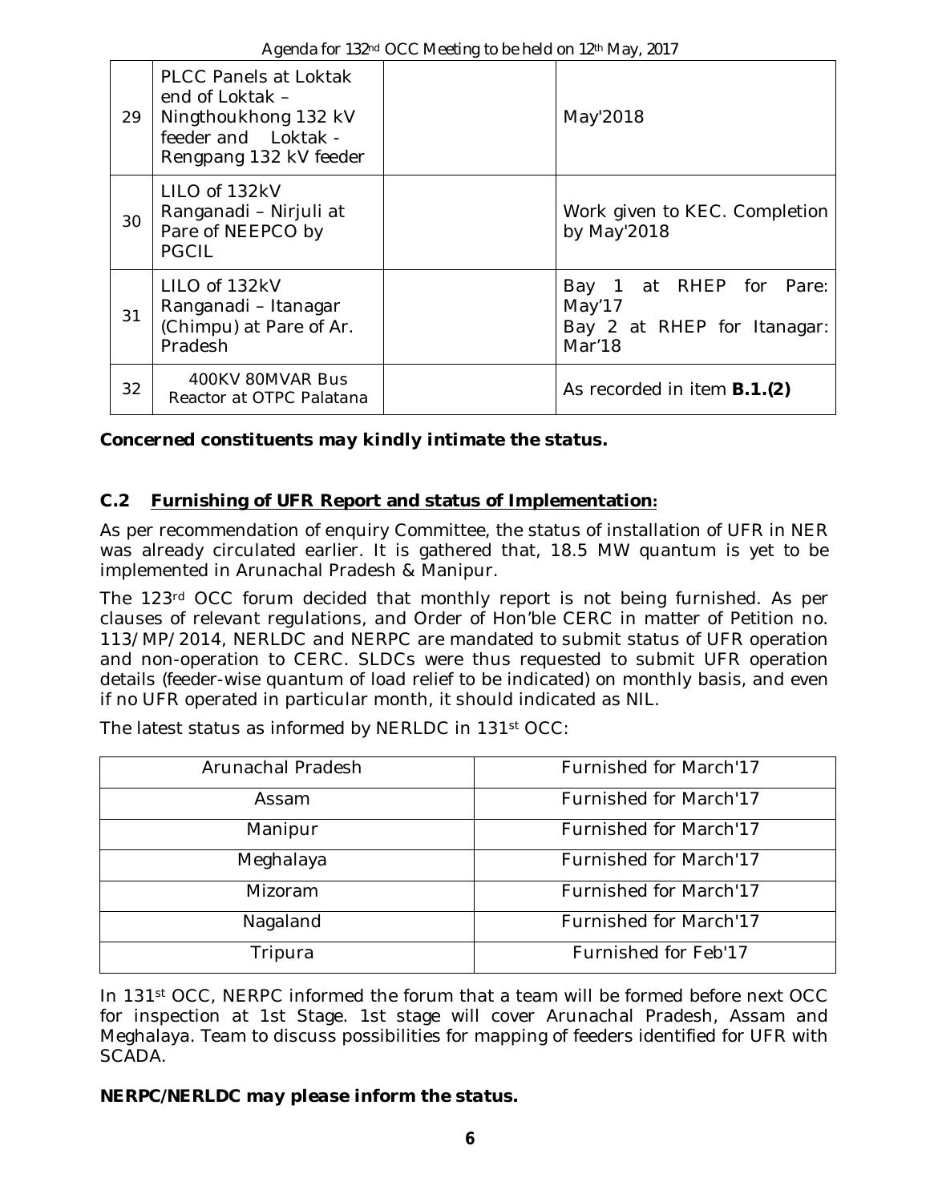| 29 | PLCC Panels at Loktak end of Loktak – Ningthoukhong 132 kV feeder and Loktak - Rengpang 132 kV feeder | | May'2018 |
|---|---|---|---|
| 30 | LILO of 132kV Ranganadi – Nirjuli at Pare of NEEPCO by PGCIL | | Work given to KEC. Completion by May'2018 |
| 31 | LILO of 132kV Ranganadi – Itanagar (Chimpu) at Pare of Ar. Pradesh | | Bay 1 at RHEP for Pare: May'17<br>Bay 2 at RHEP for Itanagar: Mar'18 |
| 32 | 400KV 80MVAR Bus Reactor at OTPC Palatana | | As recorded in item **B.1.(2)** |

***Concerned constituents may kindly intimate the status.***

## C.2 Furnishing of UFR Report and status of Implementation:

As per recommendation of enquiry Committee, the status of installation of UFR in NER was already circulated earlier. It is gathered that, 18.5 MW quantum is yet to be implemented in Arunachal Pradesh & Manipur.

The 123rd OCC forum decided that monthly report is not being furnished. As per clauses of relevant regulations, and Order of Hon'ble CERC in matter of Petition no. 113/MP/2014, NERLDC and NERPC are mandated to submit status of UFR operation and non-operation to CERC. SLDCs were thus requested to submit UFR operation details (feeder-wise quantum of load relief to be indicated) on monthly basis, and even if no UFR operated in particular month, it should indicated as NIL.

The latest status as informed by NERLDC in 131st OCC:

| Arunachal Pradesh | Furnished for March'17 |
|---|---|
| Assam | Furnished for March'17 |
| Manipur | Furnished for March'17 |
| Meghalaya | Furnished for March'17 |
| Mizoram | Furnished for March'17 |
| Nagaland | Furnished for March'17 |
| Tripura | Furnished for Feb'17 |

In 131st OCC, NERPC informed the forum that a team will be formed before next OCC for inspection at 1st Stage. 1st stage will cover Arunachal Pradesh, Assam and Meghalaya. Team to discuss possibilities for mapping of feeders identified for UFR with SCADA.

***NERPC/NERLDC may please inform the status.***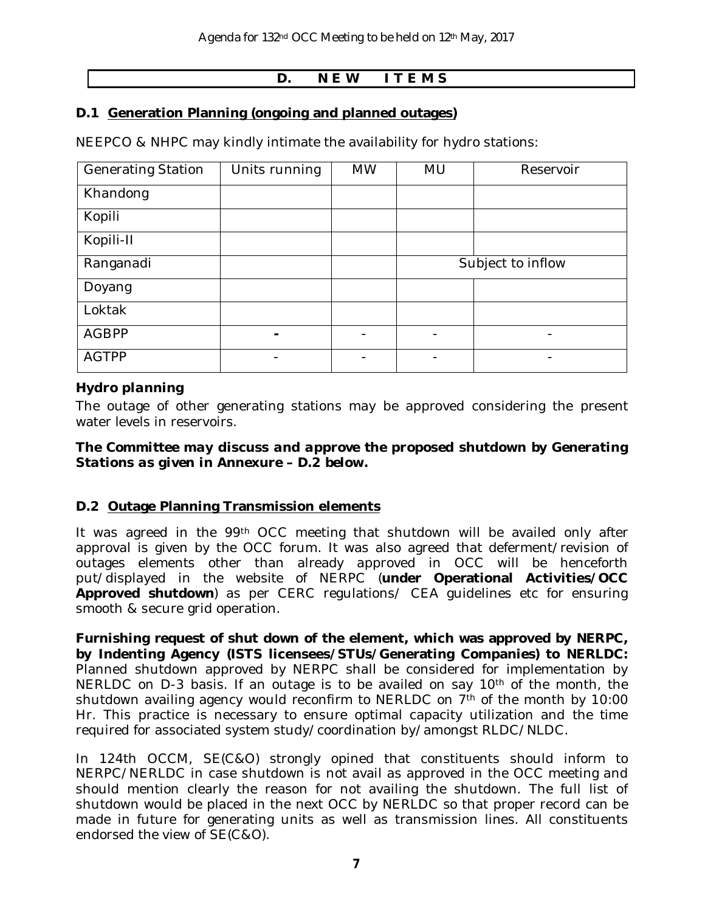# D. NEW ITEMS

## D.1 Generation Planning (ongoing and planned outages)

NEEPCO & NHPC may kindly intimate the availability for hydro stations:

| Generating Station | Units running | MW | MU | Reservoir |
|---|---|---|---|---|
| Khandong | | | | |
| Kopili | | | | |
| Kopili-II | | | | |
| Ranganadi | | | Subject to inflow | |
| Doyang | | | | |
| Loktak | | | | |
| AGBPP | - | - | - | - |
| AGTPP | - | - | - | - |

***Hydro planning***

The outage of other generating stations may be approved considering the present water levels in reservoirs.

***The Committee may discuss and approve the proposed shutdown by Generating Stations as given in Annexure – D.2 below.***

## D.2 Outage Planning Transmission elements

It was agreed in the 99th OCC meeting that shutdown will be availed only after approval is given by the OCC forum. It was also agreed that deferment/revision of outages elements other than already approved in OCC will be henceforth put/displayed in the website of NERPC (**under Operational Activities/OCC Approved shutdown**) as per CERC regulations/ CEA guidelines etc for ensuring smooth & secure grid operation.

**Furnishing request of shut down of the element, which was approved by NERPC, by Indenting Agency (ISTS licensees/STUs/Generating Companies) to NERLDC:** Planned shutdown approved by NERPC shall be considered for implementation by NERLDC on D-3 basis. If an outage is to be availed on say 10th of the month, the shutdown availing agency would reconfirm to NERLDC on 7th of the month by 10:00 Hr. This practice is necessary to ensure optimal capacity utilization and the time required for associated system study/coordination by/amongst RLDC/NLDC.

In 124th OCCM, SE(C&O) strongly opined that constituents should inform to NERPC/NERLDC in case shutdown is not avail as approved in the OCC meeting and should mention clearly the reason for not availing the shutdown. The full list of shutdown would be placed in the next OCC by NERLDC so that proper record can be made in future for generating units as well as transmission lines. All constituents endorsed the view of SE(C&O).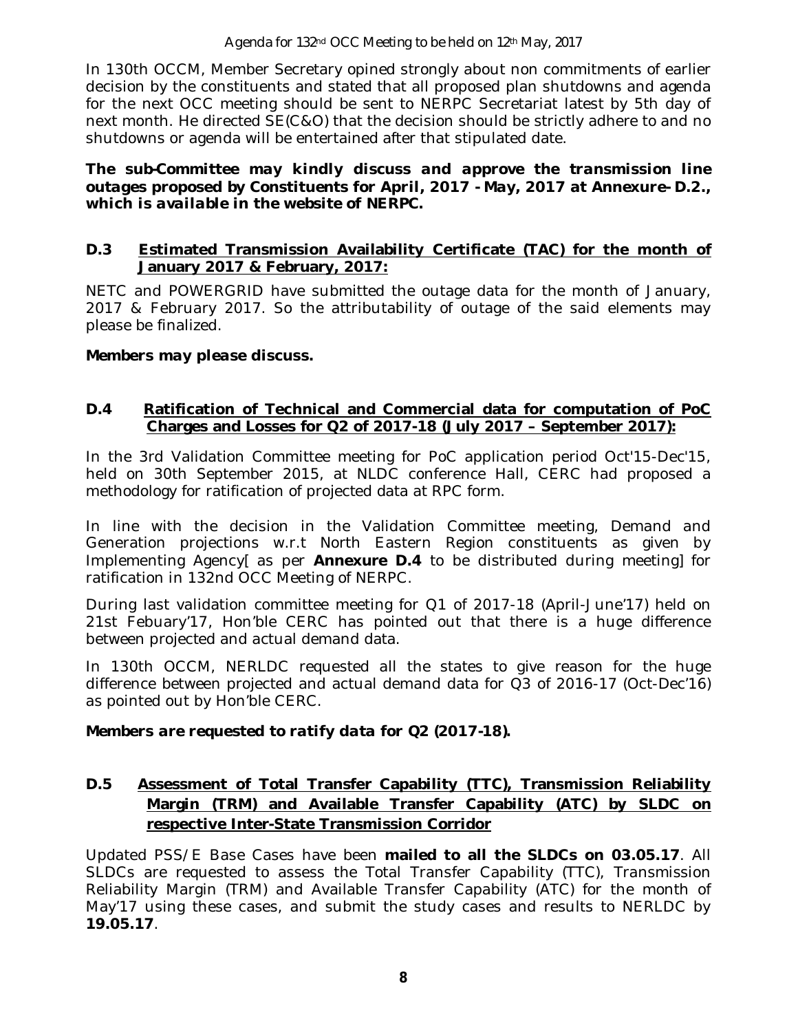In 130th OCCM, Member Secretary opined strongly about non commitments of earlier decision by the constituents and stated that all proposed plan shutdowns and agenda for the next OCC meeting should be sent to NERPC Secretariat latest by 5th day of next month. He directed SE(C&O) that the decision should be strictly adhere to and no shutdowns or agenda will be entertained after that stipulated date.

***The sub-Committee may kindly discuss and approve the transmission line outages proposed by Constituents for April, 2017 - May, 2017 at Annexure- D.2., which is available in the website of NERPC.***

### D.3 Estimated Transmission Availability Certificate (TAC) for the month of January 2017 & February, 2017:

NETC and POWERGRID have submitted the outage data for the month of January, 2017 & February 2017. So the attributability of outage of the said elements may please be finalized.

***Members may please discuss.***

### D.4 Ratification of Technical and Commercial data for computation of PoC Charges and Losses for Q2 of 2017-18 (July 2017 – September 2017):

In the 3rd Validation Committee meeting for PoC application period Oct'15-Dec'15, held on 30th September 2015, at NLDC conference Hall, CERC had proposed a methodology for ratification of projected data at RPC form.

In line with the decision in the Validation Committee meeting, Demand and Generation projections w.r.t North Eastern Region constituents as given by Implementing Agency[ as per **Annexure D.4** to be distributed during meeting] for ratification in 132nd OCC Meeting of NERPC.

During last validation committee meeting for Q1 of 2017-18 (April-June'17) held on 21st Febuary'17, Hon'ble CERC has pointed out that there is a huge difference between projected and actual demand data.

In 130th OCCM, NERLDC requested all the states to give reason for the huge difference between projected and actual demand data for Q3 of 2016-17 (Oct-Dec'16) as pointed out by Hon'ble CERC.

***Members are requested to ratify data for Q2 (2017-18).***

### D.5 Assessment of Total Transfer Capability (TTC), Transmission Reliability Margin (TRM) and Available Transfer Capability (ATC) by SLDC on respective Inter-State Transmission Corridor

Updated PSS/E Base Cases have been **mailed to all the SLDCs on 03.05.17**. All SLDCs are requested to assess the Total Transfer Capability (TTC), Transmission Reliability Margin (TRM) and Available Transfer Capability (ATC) for the month of May'17 using these cases, and submit the study cases and results to NERLDC by **19.05.17**.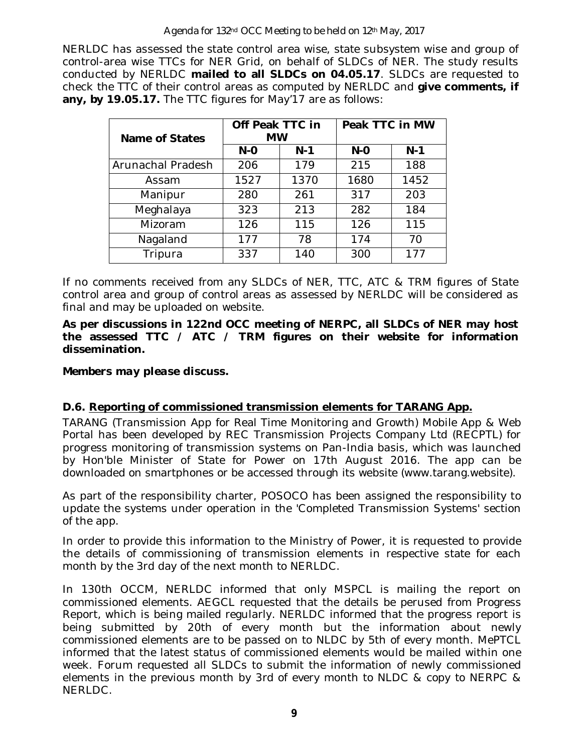NERLDC has assessed the state control area wise, state subsystem wise and group of control-area wise TTCs for NER Grid, on behalf of SLDCs of NER. The study results conducted by NERLDC **mailed to all SLDCs on 04.05.17**. SLDCs are requested to check the TTC of their control areas as computed by NERLDC and **give comments, if any, by 19.05.17.** The TTC figures for May'17 are as follows:

| Name of States | Off Peak TTC in MW | | Peak TTC in MW | |
|---|---|---|---|---|
| | N-0 | N-1 | N-0 | N-1 |
| Arunachal Pradesh | 206 | 179 | 215 | 188 |
| Assam | 1527 | 1370 | 1680 | 1452 |
| Manipur | 280 | 261 | 317 | 203 |
| Meghalaya | 323 | 213 | 282 | 184 |
| Mizoram | 126 | 115 | 126 | 115 |
| Nagaland | 177 | 78 | 174 | 70 |
| Tripura | 337 | 140 | 300 | 177 |

If no comments received from any SLDCs of NER, TTC, ATC & TRM figures of State control area and group of control areas as assessed by NERLDC will be considered as final and may be uploaded on website.

**As per discussions in 122nd OCC meeting of NERPC, all SLDCs of NER may host the assessed TTC / ATC / TRM figures on their website for information dissemination.**

***Members may please discuss.***

### D.6. Reporting of commissioned transmission elements for TARANG App.

TARANG (Transmission App for Real Time Monitoring and Growth) Mobile App & Web Portal has been developed by REC Transmission Projects Company Ltd (RECPTL) for progress monitoring of transmission systems on Pan-India basis, which was launched by Hon'ble Minister of State for Power on 17th August 2016. The app can be downloaded on smartphones or be accessed through its website (www.tarang.website).

As part of the responsibility charter, POSOCO has been assigned the responsibility to update the systems under operation in the 'Completed Transmission Systems' section of the app.

In order to provide this information to the Ministry of Power, it is requested to provide the details of commissioning of transmission elements in respective state for each month by the 3rd day of the next month to NERLDC.

In 130th OCCM, NERLDC informed that only MSPCL is mailing the report on commissioned elements. AEGCL requested that the details be perused from Progress Report, which is being mailed regularly. NERLDC informed that the progress report is being submitted by 20th of every month but the information about newly commissioned elements are to be passed on to NLDC by 5th of every month. MePTCL informed that the latest status of commissioned elements would be mailed within one week. Forum requested all SLDCs to submit the information of newly commissioned elements in the previous month by 3rd of every month to NLDC & copy to NERPC & NERLDC.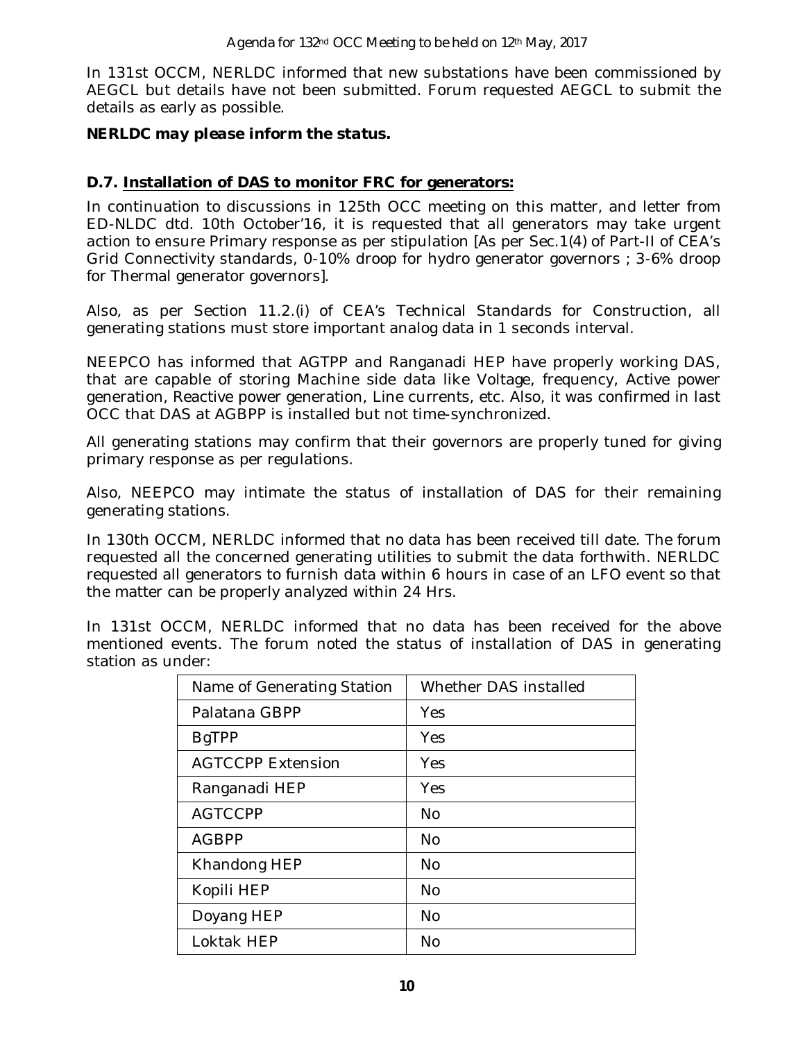In 131st OCCM, NERLDC informed that new substations have been commissioned by AEGCL but details have not been submitted. Forum requested AEGCL to submit the details as early as possible.

***NERLDC may please inform the status.***

### D.7. Installation of DAS to monitor FRC for generators:

In continuation to discussions in 125th OCC meeting on this matter, and letter from ED-NLDC dtd. 10th October'16, it is requested that all generators may take urgent action to ensure Primary response as per stipulation [As per Sec.1(4) of Part-II of CEA's Grid Connectivity standards, 0-10% droop for hydro generator governors ; 3-6% droop for Thermal generator governors].

Also, as per Section 11.2.(i) of CEA's Technical Standards for Construction, all generating stations must store important analog data in 1 seconds interval.

NEEPCO has informed that AGTPP and Ranganadi HEP have properly working DAS, that are capable of storing Machine side data like Voltage, frequency, Active power generation, Reactive power generation, Line currents, etc. Also, it was confirmed in last OCC that DAS at AGBPP is installed but not time-synchronized.

All generating stations may confirm that their governors are properly tuned for giving primary response as per regulations.

Also, NEEPCO may intimate the status of installation of DAS for their remaining generating stations.

In 130th OCCM, NERLDC informed that no data has been received till date. The forum requested all the concerned generating utilities to submit the data forthwith. NERLDC requested all generators to furnish data within 6 hours in case of an LFO event so that the matter can be properly analyzed within 24 Hrs.

In 131st OCCM, NERLDC informed that no data has been received for the above mentioned events. The forum noted the status of installation of DAS in generating station as under:

| Name of Generating Station | Whether DAS installed |
|---|---|
| Palatana GBPP | Yes |
| BgTPP | Yes |
| AGTCCPP Extension | Yes |
| Ranganadi HEP | Yes |
| AGTCCPP | No |
| AGBPP | No |
| Khandong HEP | No |
| Kopili HEP | No |
| Doyang HEP | No |
| Loktak HEP | No |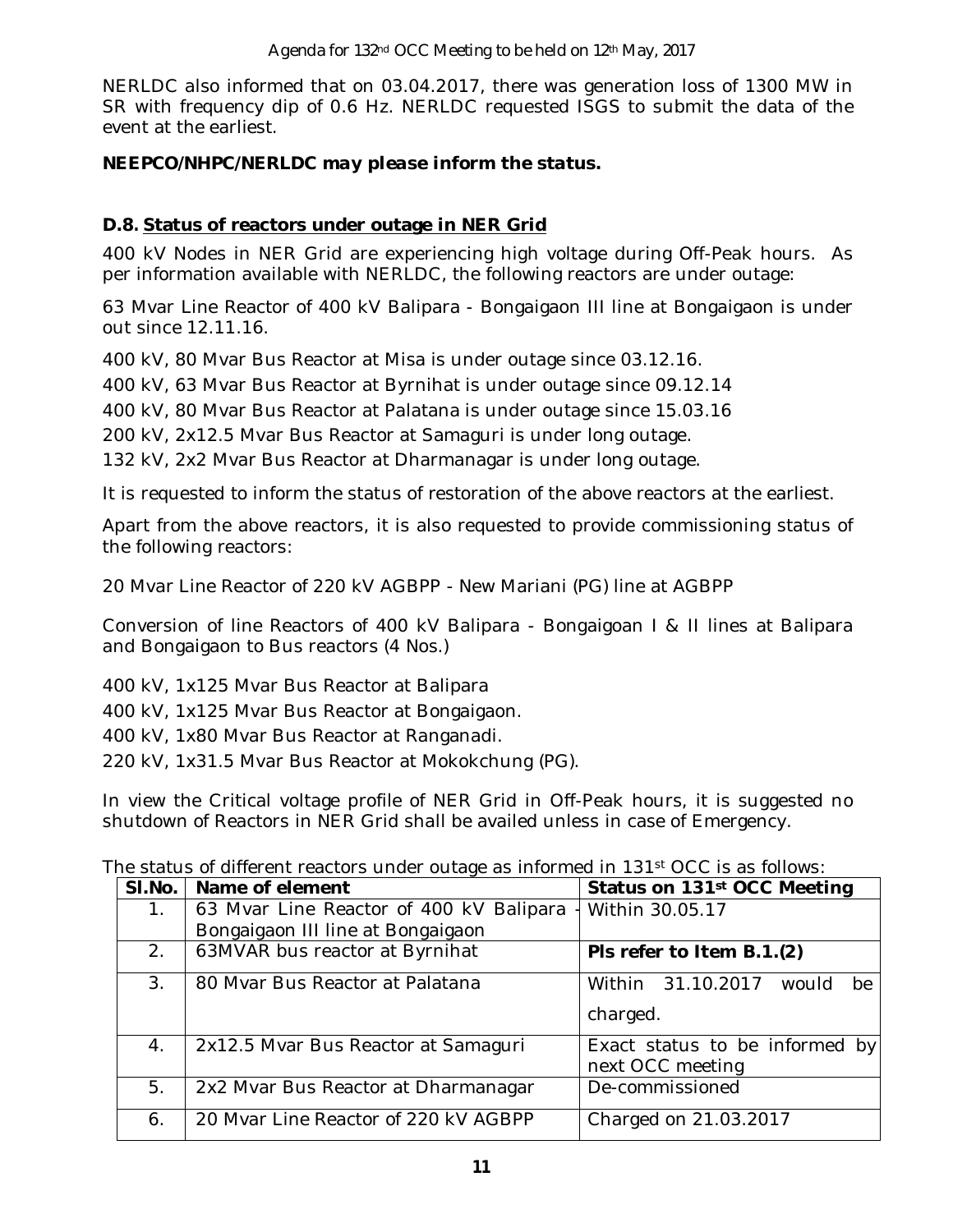NERLDC also informed that on 03.04.2017, there was generation loss of 1300 MW in SR with frequency dip of 0.6 Hz. NERLDC requested ISGS to submit the data of the event at the earliest.

***NEEPCO/NHPC/NERLDC may please inform the status.***

### D.8. Status of reactors under outage in NER Grid

400 kV Nodes in NER Grid are experiencing high voltage during Off-Peak hours. As per information available with NERLDC, the following reactors are under outage:

63 Mvar Line Reactor of 400 kV Balipara - Bongaigaon III line at Bongaigaon is under out since 12.11.16.

400 kV, 80 Mvar Bus Reactor at Misa is under outage since 03.12.16.

400 kV, 63 Mvar Bus Reactor at Byrnihat is under outage since 09.12.14

400 kV, 80 Mvar Bus Reactor at Palatana is under outage since 15.03.16

200 kV, 2x12.5 Mvar Bus Reactor at Samaguri is under long outage.

132 kV, 2x2 Mvar Bus Reactor at Dharmanagar is under long outage.

It is requested to inform the status of restoration of the above reactors at the earliest.

Apart from the above reactors, it is also requested to provide commissioning status of the following reactors:

20 Mvar Line Reactor of 220 kV AGBPP - New Mariani (PG) line at AGBPP

Conversion of line Reactors of 400 kV Balipara - Bongaigoan I & II lines at Balipara and Bongaigaon to Bus reactors (4 Nos.)

400 kV, 1x125 Mvar Bus Reactor at Balipara

400 kV, 1x125 Mvar Bus Reactor at Bongaigaon.

400 kV, 1x80 Mvar Bus Reactor at Ranganadi.

220 kV, 1x31.5 Mvar Bus Reactor at Mokokchung (PG).

In view the Critical voltage profile of NER Grid in Off-Peak hours, it is suggested no shutdown of Reactors in NER Grid shall be availed unless in case of Emergency.

The status of different reactors under outage as informed in 131st OCC is as follows:

| Sl.No. | Name of element | Status on 131st OCC Meeting |
|---|---|---|
| 1. | 63 Mvar Line Reactor of 400 kV Balipara - Bongaigaon III line at Bongaigaon | Within 30.05.17 |
| 2. | 63MVAR bus reactor at Byrnihat | **Pls refer to Item B.1.(2)** |
| 3. | 80 Mvar Bus Reactor at Palatana | Within 31.10.2017 would be charged. |
| 4. | 2x12.5 Mvar Bus Reactor at Samaguri | Exact status to be informed by next OCC meeting |
| 5. | 2x2 Mvar Bus Reactor at Dharmanagar | De-commissioned |
| 6. | 20 Mvar Line Reactor of 220 kV AGBPP | Charged on 21.03.2017 |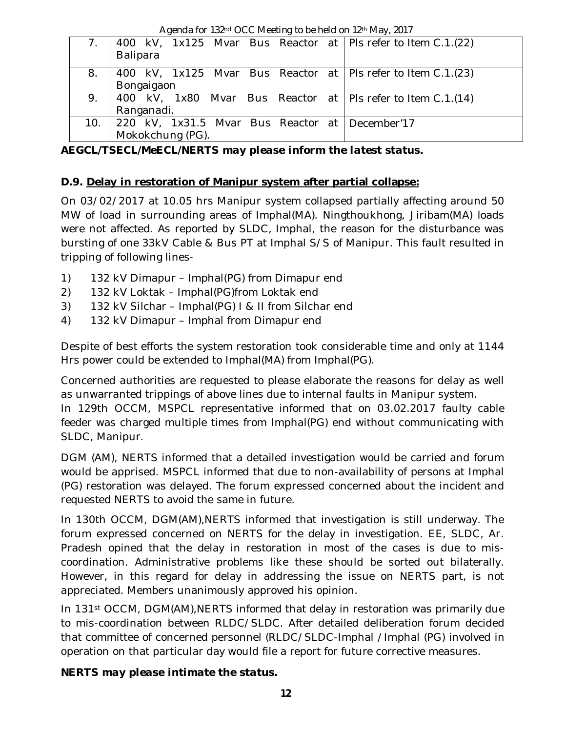| 7. | 400 kV, 1x125 Mvar Bus Reactor at Balipara | Pls refer to Item C.1.(22) |
|---|---|---|
| 8. | 400 kV, 1x125 Mvar Bus Reactor at Bongaigaon | Pls refer to Item C.1.(23) |
| 9. | 400 kV, 1x80 Mvar Bus Reactor at Ranganadi. | Pls refer to Item C.1.(14) |
| 10. | 220 kV, 1x31.5 Mvar Bus Reactor at Mokokchung (PG). | December'17 |

***AEGCL/TSECL/MeECL/NERTS may please inform the latest status.***

### D.9. Delay in restoration of Manipur system after partial collapse:

On 03/02/2017 at 10.05 hrs Manipur system collapsed partially affecting around 50 MW of load in surrounding areas of Imphal(MA). Ningthoukhong, Jiribam(MA) loads were not affected. As reported by SLDC, Imphal, the reason for the disturbance was bursting of one 33kV Cable & Bus PT at Imphal S/S of Manipur. This fault resulted in tripping of following lines-

1) 132 kV Dimapur – Imphal(PG) from Dimapur end
2) 132 kV Loktak – Imphal(PG)from Loktak end
3) 132 kV Silchar – Imphal(PG) I & II from Silchar end
4) 132 kV Dimapur – Imphal from Dimapur end

Despite of best efforts the system restoration took considerable time and only at 1144 Hrs power could be extended to Imphal(MA) from Imphal(PG).

Concerned authorities are requested to please elaborate the reasons for delay as well as unwarranted trippings of above lines due to internal faults in Manipur system.

In 129th OCCM, MSPCL representative informed that on 03.02.2017 faulty cable feeder was charged multiple times from Imphal(PG) end without communicating with SLDC, Manipur.

DGM (AM), NERTS informed that a detailed investigation would be carried and forum would be apprised. MSPCL informed that due to non-availability of persons at Imphal (PG) restoration was delayed. The forum expressed concerned about the incident and requested NERTS to avoid the same in future.

In 130th OCCM, DGM(AM),NERTS informed that investigation is still underway. The forum expressed concerned on NERTS for the delay in investigation. EE, SLDC, Ar. Pradesh opined that the delay in restoration in most of the cases is due to mis-coordination. Administrative problems like these should be sorted out bilaterally. However, in this regard for delay in addressing the issue on NERTS part, is not appreciated. Members unanimously approved his opinion.

In 131st OCCM, DGM(AM),NERTS informed that delay in restoration was primarily due to mis-coordination between RLDC/SLDC. After detailed deliberation forum decided that committee of concerned personnel (RLDC/SLDC-Imphal /Imphal (PG) involved in operation on that particular day would file a report for future corrective measures.

***NERTS may please intimate the status.***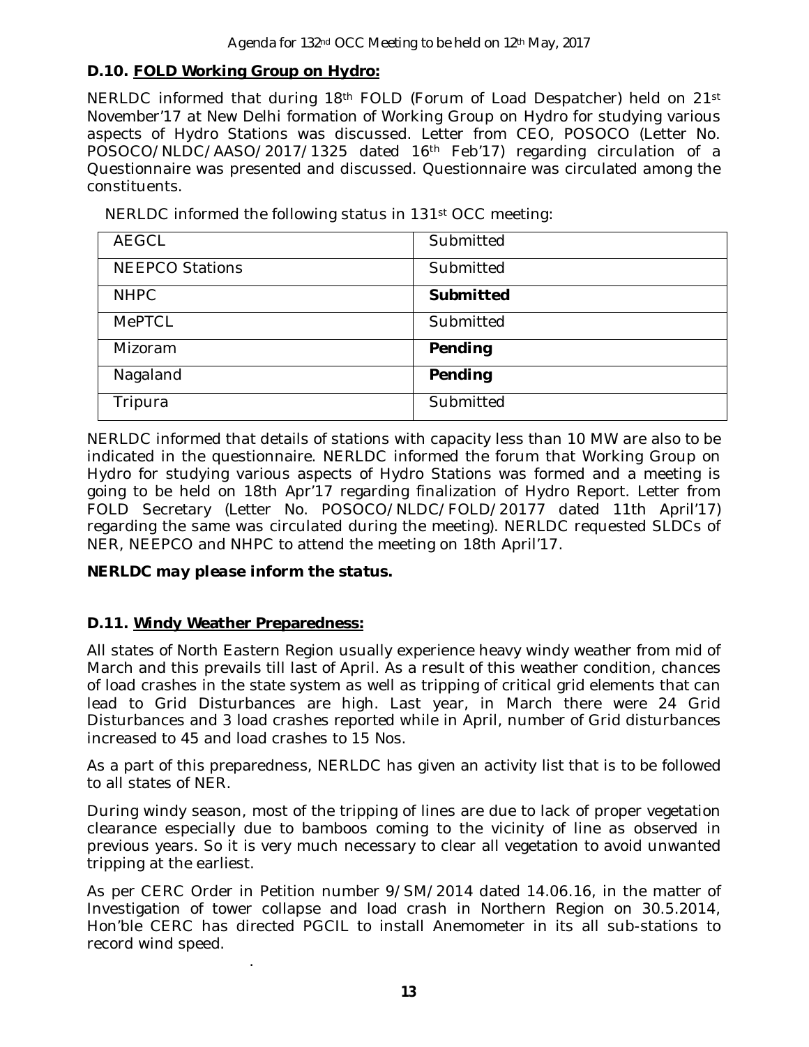### D.10. FOLD Working Group on Hydro:

NERLDC informed that during 18th FOLD (Forum of Load Despatcher) held on 21st November'17 at New Delhi formation of Working Group on Hydro for studying various aspects of Hydro Stations was discussed. Letter from CEO, POSOCO (Letter No. POSOCO/NLDC/AASO/2017/1325 dated 16th Feb'17) regarding circulation of a Questionnaire was presented and discussed. Questionnaire was circulated among the constituents.

NERLDC informed the following status in 131st OCC meeting:

| | |
|---|---|
| AEGCL | Submitted |
| NEEPCO Stations | Submitted |
| NHPC | **Submitted** |
| MePTCL | Submitted |
| Mizoram | **Pending** |
| Nagaland | **Pending** |
| Tripura | Submitted |

NERLDC informed that details of stations with capacity less than 10 MW are also to be indicated in the questionnaire. NERLDC informed the forum that Working Group on Hydro for studying various aspects of Hydro Stations was formed and a meeting is going to be held on 18th Apr'17 regarding finalization of Hydro Report. Letter from FOLD Secretary (Letter No. POSOCO/NLDC/FOLD/20177 dated 11th April'17) regarding the same was circulated during the meeting). NERLDC requested SLDCs of NER, NEEPCO and NHPC to attend the meeting on 18th April'17.

***NERLDC may please inform the status.***

### D.11. Windy Weather Preparedness:

All states of North Eastern Region usually experience heavy windy weather from mid of March and this prevails till last of April. As a result of this weather condition, chances of load crashes in the state system as well as tripping of critical grid elements that can lead to Grid Disturbances are high. Last year, in March there were 24 Grid Disturbances and 3 load crashes reported while in April, number of Grid disturbances increased to 45 and load crashes to 15 Nos.

As a part of this preparedness, NERLDC has given an activity list that is to be followed to all states of NER.

During windy season, most of the tripping of lines are due to lack of proper vegetation clearance especially due to bamboos coming to the vicinity of line as observed in previous years. So it is very much necessary to clear all vegetation to avoid unwanted tripping at the earliest.

As per CERC Order in Petition number 9/SM/2014 dated 14.06.16, in the matter of Investigation of tower collapse and load crash in Northern Region on 30.5.2014, Hon'ble CERC has directed PGCIL to install Anemometer in its all sub-stations to record wind speed.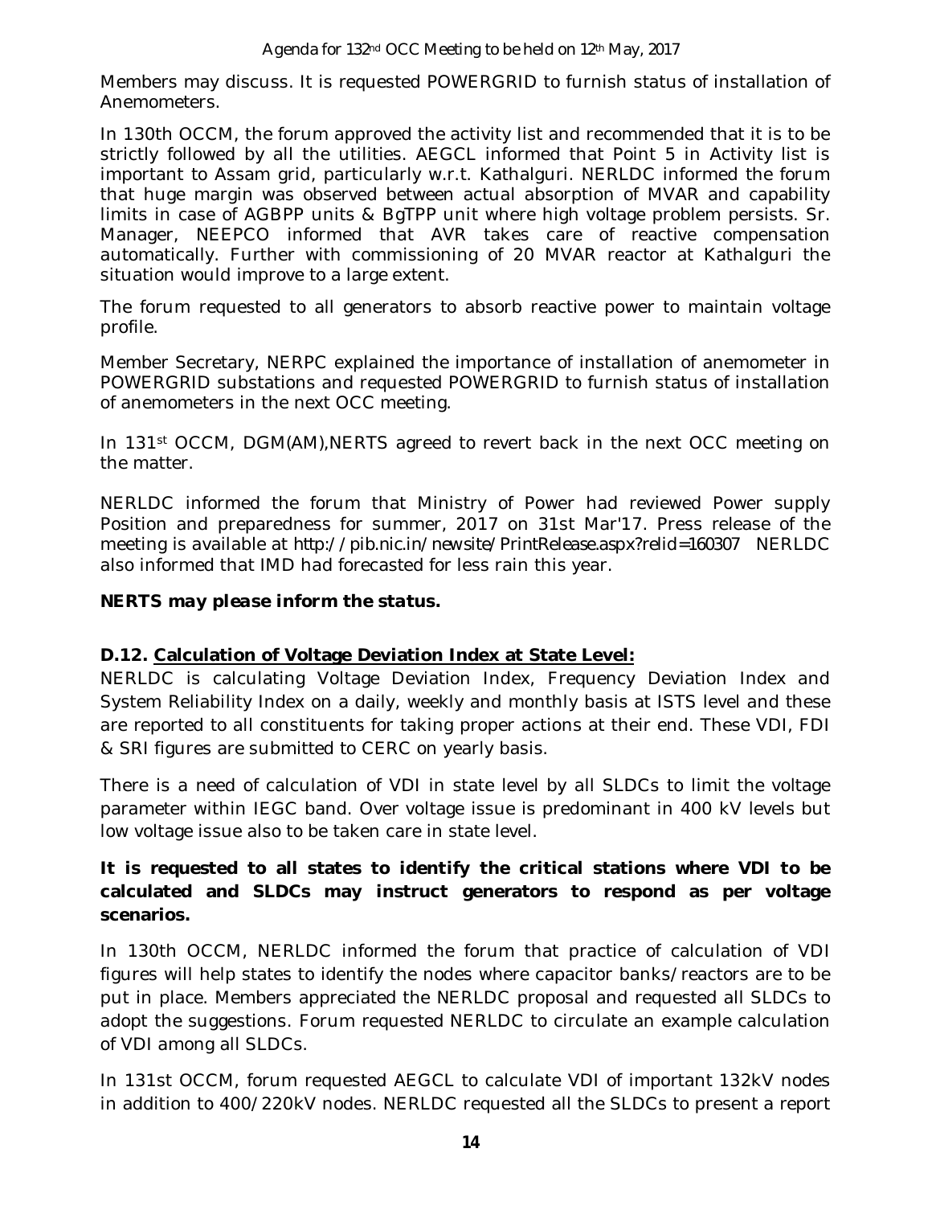Members may discuss. It is requested POWERGRID to furnish status of installation of Anemometers.

In 130th OCCM, the forum approved the activity list and recommended that it is to be strictly followed by all the utilities. AEGCL informed that Point 5 in Activity list is important to Assam grid, particularly w.r.t. Kathalguri. NERLDC informed the forum that huge margin was observed between actual absorption of MVAR and capability limits in case of AGBPP units & BgTPP unit where high voltage problem persists. Sr. Manager, NEEPCO informed that AVR takes care of reactive compensation automatically. Further with commissioning of 20 MVAR reactor at Kathalguri the situation would improve to a large extent.

The forum requested to all generators to absorb reactive power to maintain voltage profile.

Member Secretary, NERPC explained the importance of installation of anemometer in POWERGRID substations and requested POWERGRID to furnish status of installation of anemometers in the next OCC meeting.

In 131st OCCM, DGM(AM),NERTS agreed to revert back in the next OCC meeting on the matter.

NERLDC informed the forum that Ministry of Power had reviewed Power supply Position and preparedness for summer, 2017 on 31st Mar'17. Press release of the meeting is available at http://pib.nic.in/newsite/PrintRelease.aspx?relid=160307 NERLDC also informed that IMD had forecasted for less rain this year.

***NERTS may please inform the status.***

### D.12. Calculation of Voltage Deviation Index at State Level:

NERLDC is calculating Voltage Deviation Index, Frequency Deviation Index and System Reliability Index on a daily, weekly and monthly basis at ISTS level and these are reported to all constituents for taking proper actions at their end. These VDI, FDI & SRI figures are submitted to CERC on yearly basis.

There is a need of calculation of VDI in state level by all SLDCs to limit the voltage parameter within IEGC band. Over voltage issue is predominant in 400 kV levels but low voltage issue also to be taken care in state level.

**It is requested to all states to identify the critical stations where VDI to be calculated and SLDCs may instruct generators to respond as per voltage scenarios.**

In 130th OCCM, NERLDC informed the forum that practice of calculation of VDI figures will help states to identify the nodes where capacitor banks/reactors are to be put in place. Members appreciated the NERLDC proposal and requested all SLDCs to adopt the suggestions. Forum requested NERLDC to circulate an example calculation of VDI among all SLDCs.

In 131st OCCM, forum requested AEGCL to calculate VDI of important 132kV nodes in addition to 400/220kV nodes. NERLDC requested all the SLDCs to present a report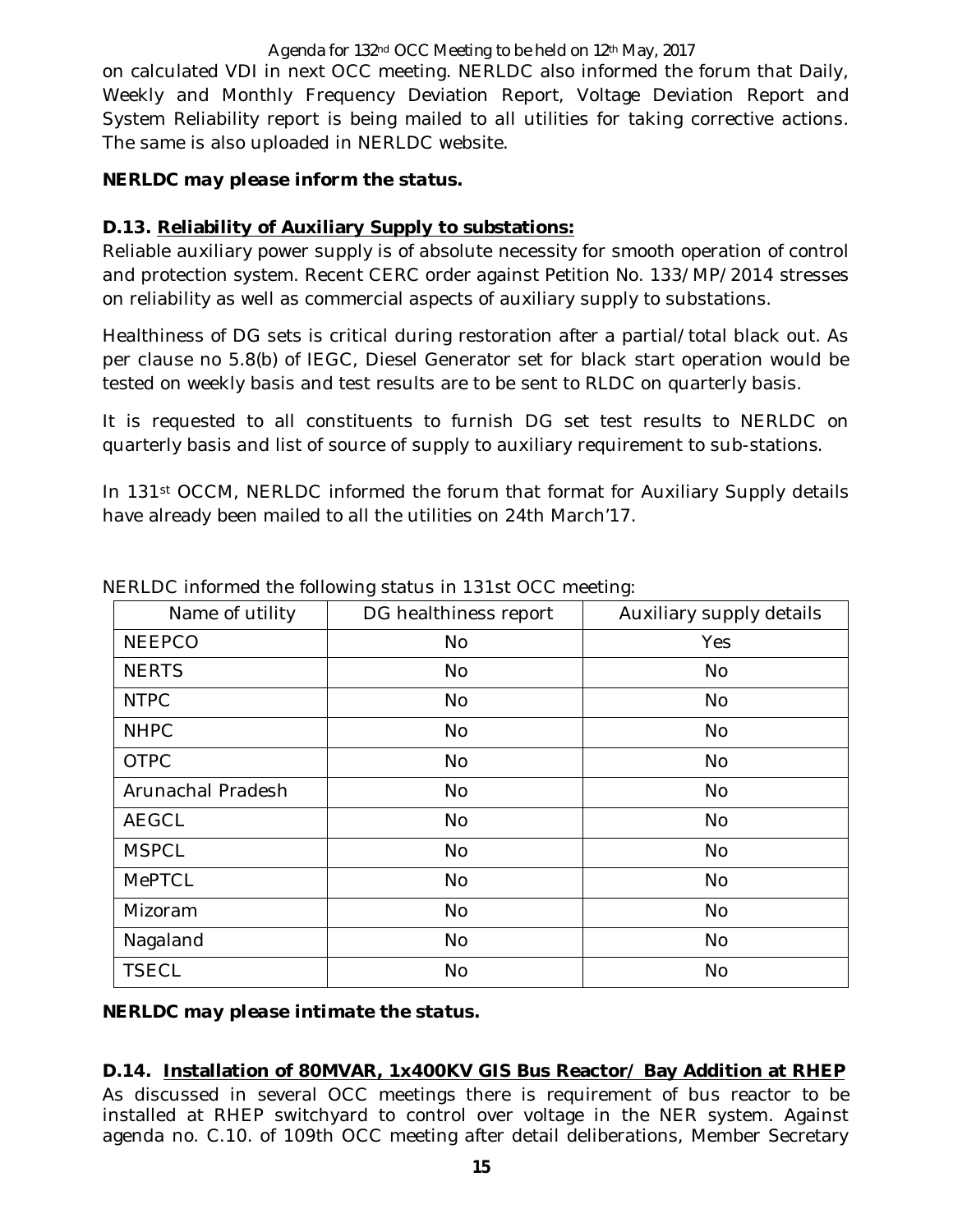on calculated VDI in next OCC meeting. NERLDC also informed the forum that Daily, Weekly and Monthly Frequency Deviation Report, Voltage Deviation Report and System Reliability report is being mailed to all utilities for taking corrective actions. The same is also uploaded in NERLDC website.

***NERLDC may please inform the status.***

**D.13. <u>Reliability of Auxiliary Supply to substations:</u>**

Reliable auxiliary power supply is of absolute necessity for smooth operation of control and protection system. Recent CERC order against Petition No. 133/MP/2014 stresses on reliability as well as commercial aspects of auxiliary supply to substations.

Healthiness of DG sets is critical during restoration after a partial/total black out. As per clause no 5.8(b) of IEGC, Diesel Generator set for black start operation would be tested on weekly basis and test results are to be sent to RLDC on quarterly basis.

It is requested to all constituents to furnish DG set test results to NERLDC on quarterly basis and list of source of supply to auxiliary requirement to sub-stations.

In 131st OCCM, NERLDC informed the forum that format for Auxiliary Supply details have already been mailed to all the utilities on 24th March'17.

NERLDC informed the following status in 131st OCC meeting:

| Name of utility | DG healthiness report | Auxiliary supply details |
|---|---|---|
| NEEPCO | No | Yes |
| NERTS | No | No |
| NTPC | No | No |
| NHPC | No | No |
| OTPC | No | No |
| Arunachal Pradesh | No | No |
| AEGCL | No | No |
| MSPCL | No | No |
| MePTCL | No | No |
| Mizoram | No | No |
| Nagaland | No | No |
| TSECL | No | No |

***NERLDC may please intimate the status.***

**D.14. <u>Installation of 80MVAR, 1x400KV GIS Bus Reactor/ Bay Addition at RHEP</u>**

As discussed in several OCC meetings there is requirement of bus reactor to be installed at RHEP switchyard to control over voltage in the NER system. Against agenda no. C.10. of 109th OCC meeting after detail deliberations, Member Secretary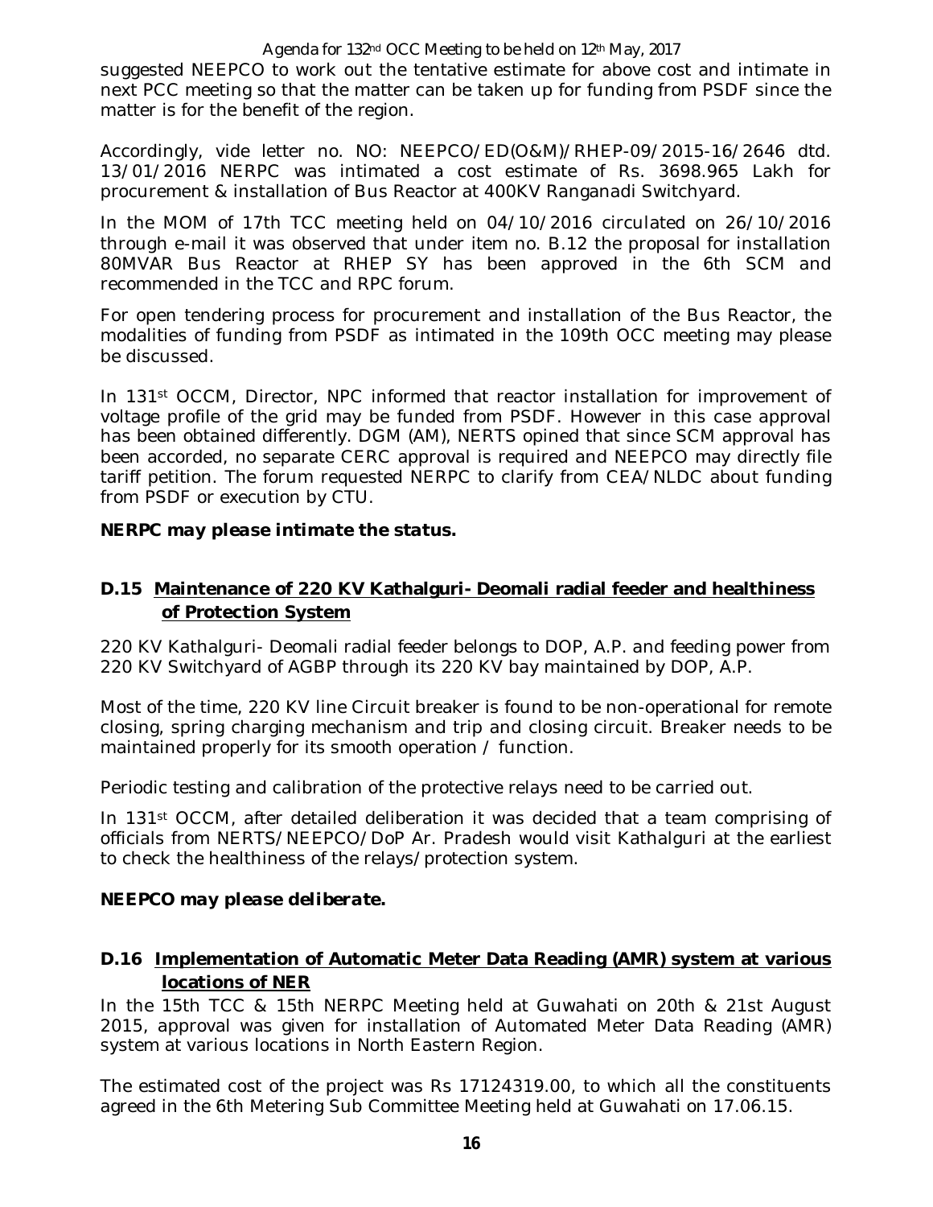suggested NEEPCO to work out the tentative estimate for above cost and intimate in next PCC meeting so that the matter can be taken up for funding from PSDF since the matter is for the benefit of the region.

Accordingly, vide letter no. NO: NEEPCO/ED(O&M)/RHEP-09/2015-16/2646 dtd. 13/01/2016 NERPC was intimated a cost estimate of Rs. 3698.965 Lakh for procurement & installation of Bus Reactor at 400KV Ranganadi Switchyard.

In the MOM of 17th TCC meeting held on 04/10/2016 circulated on 26/10/2016 through e-mail it was observed that under item no. B.12 the proposal for installation 80MVAR Bus Reactor at RHEP SY has been approved in the 6th SCM and recommended in the TCC and RPC forum.

For open tendering process for procurement and installation of the Bus Reactor, the modalities of funding from PSDF as intimated in the 109th OCC meeting may please be discussed.

In 131st OCCM, Director, NPC informed that reactor installation for improvement of voltage profile of the grid may be funded from PSDF. However in this case approval has been obtained differently. DGM (AM), NERTS opined that since SCM approval has been accorded, no separate CERC approval is required and NEEPCO may directly file tariff petition. The forum requested NERPC to clarify from CEA/NLDC about funding from PSDF or execution by CTU.

***NERPC may please intimate the status.***

### D.15 Maintenance of 220 KV Kathalguri- Deomali radial feeder and healthiness of Protection System

220 KV Kathalguri- Deomali radial feeder belongs to DOP, A.P. and feeding power from 220 KV Switchyard of AGBP through its 220 KV bay maintained by DOP, A.P.

Most of the time, 220 KV line Circuit breaker is found to be non-operational for remote closing, spring charging mechanism and trip and closing circuit. Breaker needs to be maintained properly for its smooth operation / function.

Periodic testing and calibration of the protective relays need to be carried out.

In 131st OCCM, after detailed deliberation it was decided that a team comprising of officials from NERTS/NEEPCO/DoP Ar. Pradesh would visit Kathalguri at the earliest to check the healthiness of the relays/protection system.

***NEEPCO may please deliberate.***

### D.16 Implementation of Automatic Meter Data Reading (AMR) system at various locations of NER

In the 15th TCC & 15th NERPC Meeting held at Guwahati on 20th & 21st August 2015, approval was given for installation of Automated Meter Data Reading (AMR) system at various locations in North Eastern Region.

The estimated cost of the project was Rs 17124319.00, to which all the constituents agreed in the 6th Metering Sub Committee Meeting held at Guwahati on 17.06.15.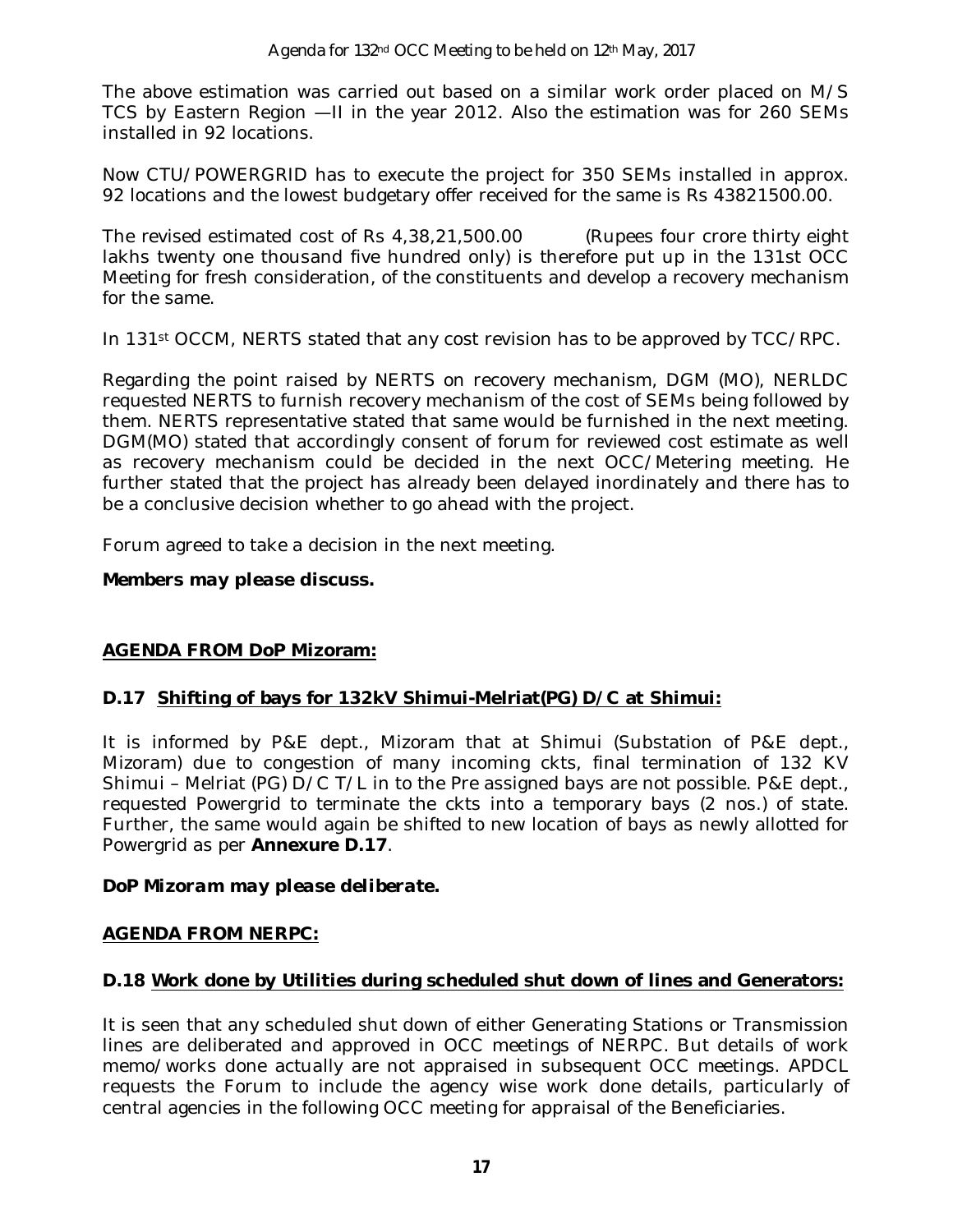The above estimation was carried out based on a similar work order placed on M/S TCS by Eastern Region —II in the year 2012. Also the estimation was for 260 SEMs installed in 92 locations.

Now CTU/POWERGRID has to execute the project for 350 SEMs installed in approx. 92 locations and the lowest budgetary offer received for the same is Rs 43821500.00.

The revised estimated cost of Rs 4,38,21,500.00 (Rupees four crore thirty eight lakhs twenty one thousand five hundred only) is therefore put up in the 131st OCC Meeting for fresh consideration, of the constituents and develop a recovery mechanism for the same.

In 131st OCCM, NERTS stated that any cost revision has to be approved by TCC/RPC.

Regarding the point raised by NERTS on recovery mechanism, DGM (MO), NERLDC requested NERTS to furnish recovery mechanism of the cost of SEMs being followed by them. NERTS representative stated that same would be furnished in the next meeting. DGM(MO) stated that accordingly consent of forum for reviewed cost estimate as well as recovery mechanism could be decided in the next OCC/Metering meeting. He further stated that the project has already been delayed inordinately and there has to be a conclusive decision whether to go ahead with the project.

Forum agreed to take a decision in the next meeting.

***Members may please discuss.***

## AGENDA FROM DoP Mizoram:

### D.17 Shifting of bays for 132kV Shimui-Melriat(PG) D/C at Shimui:

It is informed by P&E dept., Mizoram that at Shimui (Substation of P&E dept., Mizoram) due to congestion of many incoming ckts, final termination of 132 KV Shimui – Melriat (PG) D/C T/L in to the Pre assigned bays are not possible. P&E dept., requested Powergrid to terminate the ckts into a temporary bays (2 nos.) of state. Further, the same would again be shifted to new location of bays as newly allotted for Powergrid as per **Annexure D.17**.

***DoP Mizoram may please deliberate.***

## AGENDA FROM NERPC:

### D.18 Work done by Utilities during scheduled shut down of lines and Generators:

It is seen that any scheduled shut down of either Generating Stations or Transmission lines are deliberated and approved in OCC meetings of NERPC. But details of work memo/works done actually are not appraised in subsequent OCC meetings. APDCL requests the Forum to include the agency wise work done details, particularly of central agencies in the following OCC meeting for appraisal of the Beneficiaries.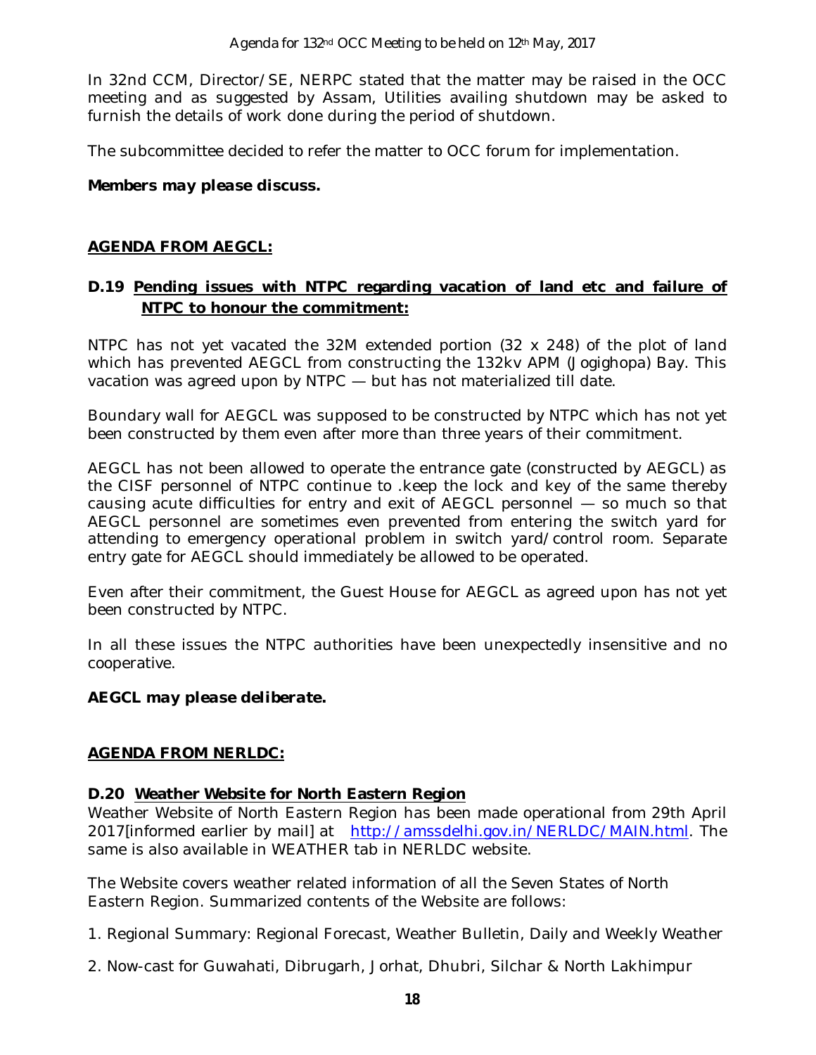In 32nd CCM, Director/SE, NERPC stated that the matter may be raised in the OCC meeting and as suggested by Assam, Utilities availing shutdown may be asked to furnish the details of work done during the period of shutdown.

The subcommittee decided to refer the matter to OCC forum for implementation.

***Members may please discuss.***

## AGENDA FROM AEGCL:

### D.19 Pending issues with NTPC regarding vacation of land etc and failure of NTPC to honour the commitment:

NTPC has not yet vacated the 32M extended portion (32 x 248) of the plot of land which has prevented AEGCL from constructing the 132kv APM (Jogighopa) Bay. This vacation was agreed upon by NTPC — but has not materialized till date.

Boundary wall for AEGCL was supposed to be constructed by NTPC which has not yet been constructed by them even after more than three years of their commitment.

AEGCL has not been allowed to operate the entrance gate (constructed by AEGCL) as the CISF personnel of NTPC continue to .keep the lock and key of the same thereby causing acute difficulties for entry and exit of AEGCL personnel — so much so that AEGCL personnel are sometimes even prevented from entering the switch yard for attending to emergency operational problem in switch yard/control room. Separate entry gate for AEGCL should immediately be allowed to be operated.

Even after their commitment, the Guest House for AEGCL as agreed upon has not yet been constructed by NTPC.

In all these issues the NTPC authorities have been unexpectedly insensitive and no cooperative.

***AEGCL may please deliberate.***

## AGENDA FROM NERLDC:

### D.20 Weather Website for North Eastern Region

Weather Website of North Eastern Region has been made operational from 29th April 2017[informed earlier by mail] at http://amssdelhi.gov.in/NERLDC/MAIN.html. The same is also available in WEATHER tab in NERLDC website.

The Website covers weather related information of all the Seven States of North Eastern Region. Summarized contents of the Website are follows:

1. Regional Summary: Regional Forecast, Weather Bulletin, Daily and Weekly Weather

2. Now-cast for Guwahati, Dibrugarh, Jorhat, Dhubri, Silchar & North Lakhimpur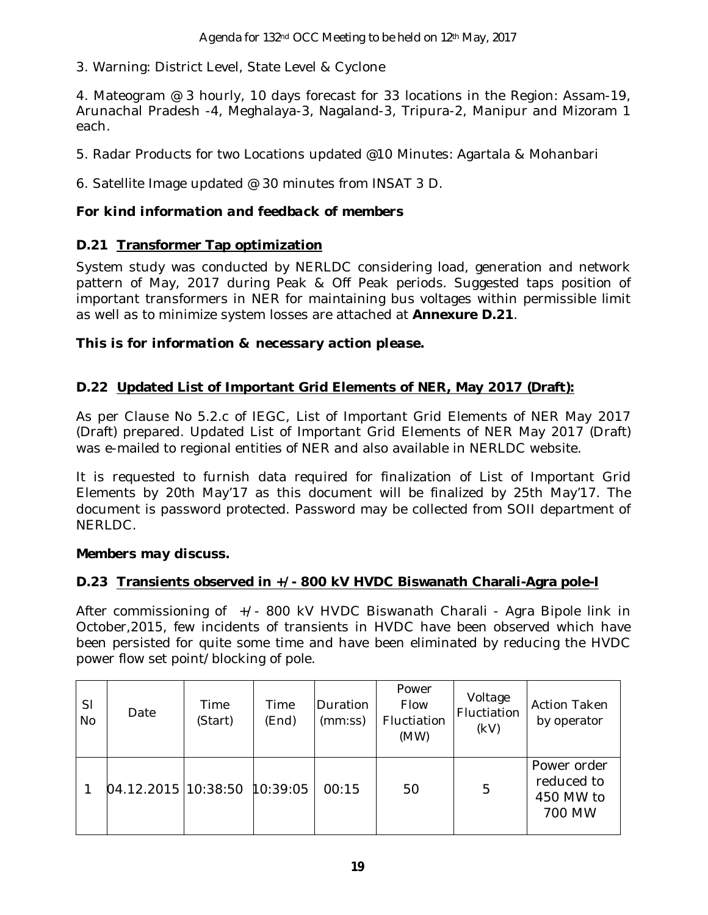3. Warning: District Level, State Level & Cyclone

4. Mateogram @ 3 hourly, 10 days forecast for 33 locations in the Region: Assam-19, Arunachal Pradesh -4, Meghalaya-3, Nagaland-3, Tripura-2, Manipur and Mizoram 1 each.

5. Radar Products for two Locations updated @10 Minutes: Agartala & Mohanbari

6. Satellite Image updated @ 30 minutes from INSAT 3 D.

***For kind information and feedback of members***

### D.21 Transformer Tap optimization

System study was conducted by NERLDC considering load, generation and network pattern of May, 2017 during Peak & Off Peak periods. Suggested taps position of important transformers in NER for maintaining bus voltages within permissible limit as well as to minimize system losses are attached at **Annexure D.21**.

***This is for information & necessary action please.***

### D.22 Updated List of Important Grid Elements of NER, May 2017 (Draft):

As per Clause No 5.2.c of IEGC, List of Important Grid Elements of NER May 2017 (Draft) prepared. Updated List of Important Grid Elements of NER May 2017 (Draft) was e-mailed to regional entities of NER and also available in NERLDC website.

It is requested to furnish data required for finalization of List of Important Grid Elements by 20th May'17 as this document will be finalized by 25th May'17. The document is password protected. Password may be collected from SOII department of NERLDC.

***Members may discuss.***

### D.23 Transients observed in +/- 800 kV HVDC Biswanath Charali-Agra pole-I

After commissioning of +/- 800 kV HVDC Biswanath Charali - Agra Bipole link in October,2015, few incidents of transients in HVDC have been observed which have been persisted for quite some time and have been eliminated by reducing the HVDC power flow set point/blocking of pole.

| Sl No | Date | Time (Start) | Time (End) | Duration (mm:ss) | Power Flow Fluctiation (MW) | Voltage Fluctiation (kV) | Action Taken by operator |
|---|---|---|---|---|---|---|---|
| 1 | 04.12.2015 | 10:38:50 | 10:39:05 | 00:15 | 50 | 5 | Power order reduced to 450 MW to 700 MW |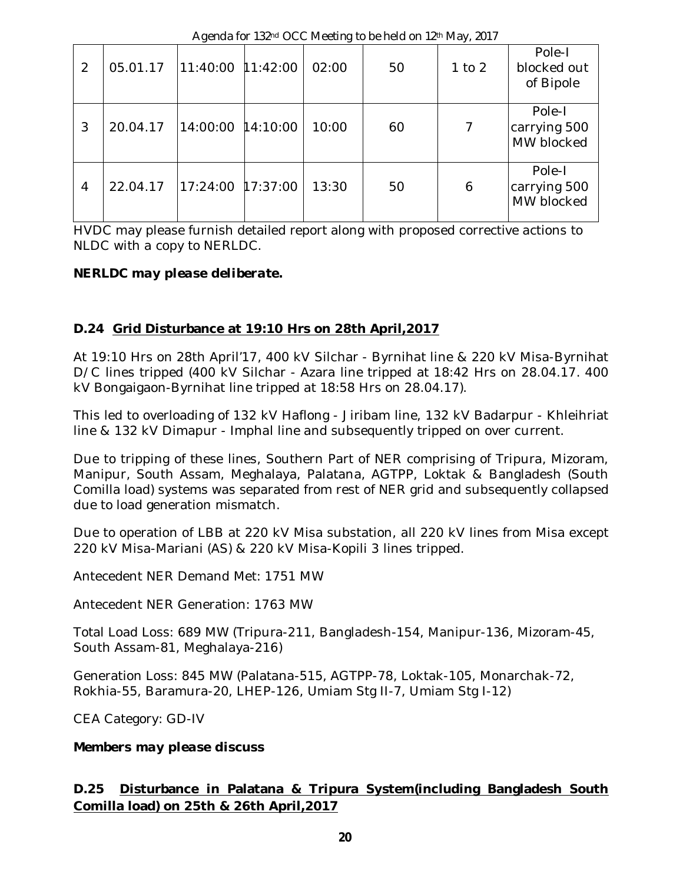| 2 | 05.01.17 | 11:40:00 | 11:42:00 | 02:00 | 50 | 1 to 2 | Pole-I blocked out of Bipole |
|---|---|---|---|---|---|---|---|
| 3 | 20.04.17 | 14:00:00 | 14:10:00 | 10:00 | 60 | 7 | Pole-I carrying 500 MW blocked |
| 4 | 22.04.17 | 17:24:00 | 17:37:00 | 13:30 | 50 | 6 | Pole-I carrying 500 MW blocked |

HVDC may please furnish detailed report along with proposed corrective actions to NLDC with a copy to NERLDC.

***NERLDC may please deliberate.***

### D.24 Grid Disturbance at 19:10 Hrs on 28th April,2017

At 19:10 Hrs on 28th April'17, 400 kV Silchar - Byrnihat line & 220 kV Misa-Byrnihat D/C lines tripped (400 kV Silchar - Azara line tripped at 18:42 Hrs on 28.04.17. 400 kV Bongaigaon-Byrnihat line tripped at 18:58 Hrs on 28.04.17).

This led to overloading of 132 kV Haflong - Jiribam line, 132 kV Badarpur - Khleihriat line & 132 kV Dimapur - Imphal line and subsequently tripped on over current.

Due to tripping of these lines, Southern Part of NER comprising of Tripura, Mizoram, Manipur, South Assam, Meghalaya, Palatana, AGTPP, Loktak & Bangladesh (South Comilla load) systems was separated from rest of NER grid and subsequently collapsed due to load generation mismatch.

Due to operation of LBB at 220 kV Misa substation, all 220 kV lines from Misa except 220 kV Misa-Mariani (AS) & 220 kV Misa-Kopili 3 lines tripped.

Antecedent NER Demand Met: 1751 MW

Antecedent NER Generation: 1763 MW

Total Load Loss: 689 MW (Tripura-211, Bangladesh-154, Manipur-136, Mizoram-45, South Assam-81, Meghalaya-216)

Generation Loss: 845 MW (Palatana-515, AGTPP-78, Loktak-105, Monarchak-72, Rokhia-55, Baramura-20, LHEP-126, Umiam Stg II-7, Umiam Stg I-12)

CEA Category: GD-IV

***Members may please discuss***

### D.25 Disturbance in Palatana & Tripura System(including Bangladesh South Comilla load) on 25th & 26th April,2017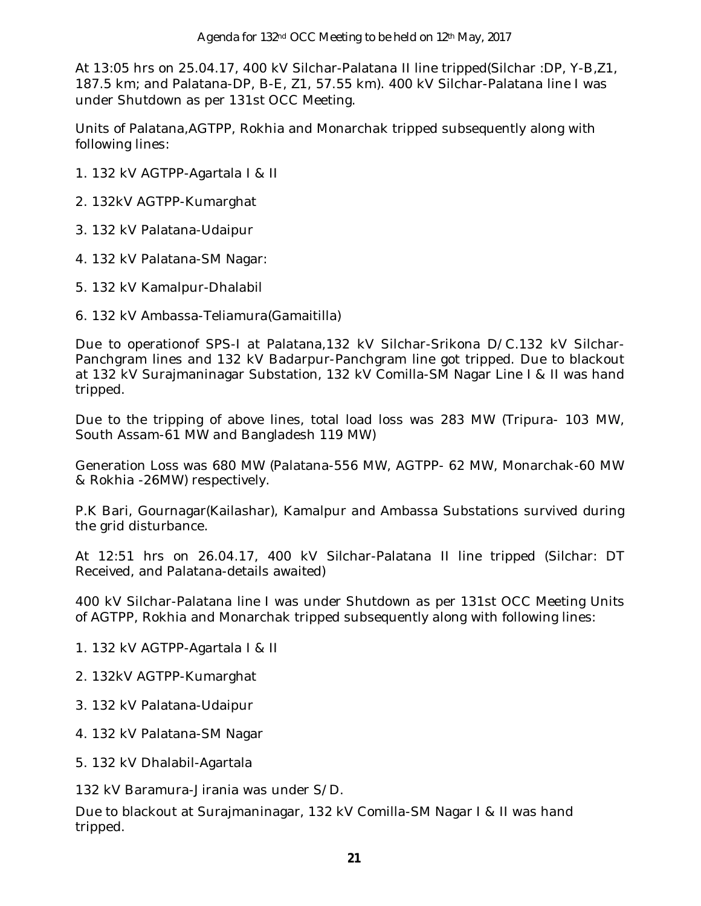At 13:05 hrs on 25.04.17, 400 kV Silchar-Palatana II line tripped(Silchar :DP, Y-B,Z1, 187.5 km; and Palatana-DP, B-E, Z1, 57.55 km). 400 kV Silchar-Palatana line I was under Shutdown as per 131st OCC Meeting.

Units of Palatana,AGTPP, Rokhia and Monarchak tripped subsequently along with following lines:

1. 132 kV AGTPP-Agartala I & II
2. 132kV AGTPP-Kumarghat
3. 132 kV Palatana-Udaipur
4. 132 kV Palatana-SM Nagar:
5. 132 kV Kamalpur-Dhalabil
6. 132 kV Ambassa-Teliamura(Gamaitilla)

Due to operationof SPS-I at Palatana,132 kV Silchar-Srikona D/C.132 kV Silchar-Panchgram lines and 132 kV Badarpur-Panchgram line got tripped. Due to blackout at 132 kV Surajmaninagar Substation, 132 kV Comilla-SM Nagar Line I & II was hand tripped.

Due to the tripping of above lines, total load loss was 283 MW (Tripura- 103 MW, South Assam-61 MW and Bangladesh 119 MW)

Generation Loss was 680 MW (Palatana-556 MW, AGTPP- 62 MW, Monarchak-60 MW & Rokhia -26MW) respectively.

P.K Bari, Gournagar(Kailashar), Kamalpur and Ambassa Substations survived during the grid disturbance.

At 12:51 hrs on 26.04.17, 400 kV Silchar-Palatana II line tripped (Silchar: DT Received, and Palatana-details awaited)

400 kV Silchar-Palatana line I was under Shutdown as per 131st OCC Meeting Units of AGTPP, Rokhia and Monarchak tripped subsequently along with following lines:

1. 132 kV AGTPP-Agartala I & II
2. 132kV AGTPP-Kumarghat
3. 132 kV Palatana-Udaipur
4. 132 kV Palatana-SM Nagar
5. 132 kV Dhalabil-Agartala

132 kV Baramura-Jirania was under S/D.

Due to blackout at Surajmaninagar, 132 kV Comilla-SM Nagar I & II was hand tripped.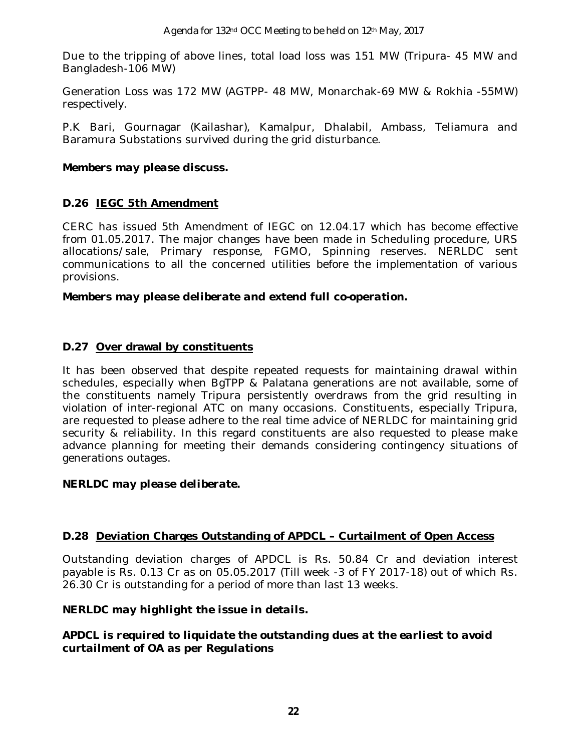Due to the tripping of above lines, total load loss was 151 MW (Tripura- 45 MW and Bangladesh-106 MW)

Generation Loss was 172 MW (AGTPP- 48 MW, Monarchak-69 MW & Rokhia -55MW) respectively.

P.K Bari, Gournagar (Kailashar), Kamalpur, Dhalabil, Ambass, Teliamura and Baramura Substations survived during the grid disturbance.

***Members may please discuss.***

### D.26 IEGC 5th Amendment

CERC has issued 5th Amendment of IEGC on 12.04.17 which has become effective from 01.05.2017. The major changes have been made in Scheduling procedure, URS allocations/sale, Primary response, FGMO, Spinning reserves. NERLDC sent communications to all the concerned utilities before the implementation of various provisions.

***Members may please deliberate and extend full co-operation.***

### D.27 Over drawal by constituents

It has been observed that despite repeated requests for maintaining drawal within schedules, especially when BgTPP & Palatana generations are not available, some of the constituents namely Tripura persistently overdraws from the grid resulting in violation of inter-regional ATC on many occasions. Constituents, especially Tripura, are requested to please adhere to the real time advice of NERLDC for maintaining grid security & reliability. In this regard constituents are also requested to please make advance planning for meeting their demands considering contingency situations of generations outages.

***NERLDC may please deliberate.***

### D.28 Deviation Charges Outstanding of APDCL – Curtailment of Open Access

Outstanding deviation charges of APDCL is Rs. 50.84 Cr and deviation interest payable is Rs. 0.13 Cr as on 05.05.2017 (Till week -3 of FY 2017-18) out of which Rs. 26.30 Cr is outstanding for a period of more than last 13 weeks.

***NERLDC may highlight the issue in details.***

***APDCL is required to liquidate the outstanding dues at the earliest to avoid curtailment of OA as per Regulations***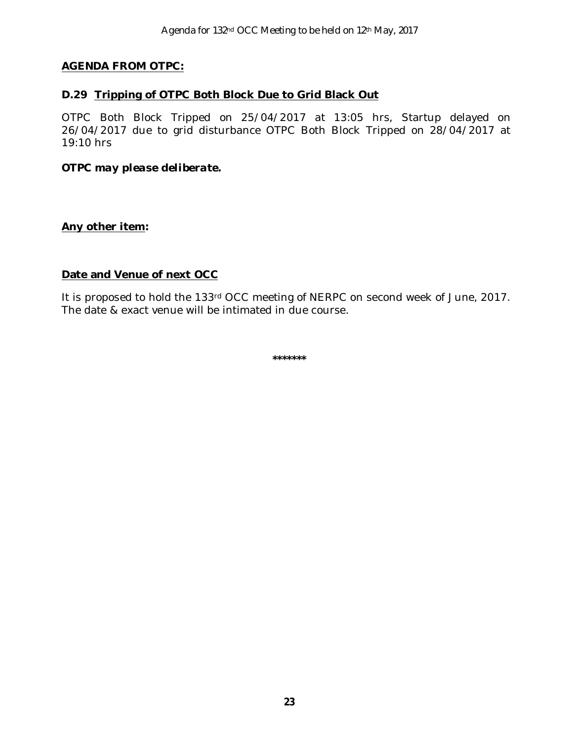## AGENDA FROM OTPC:

### D.29 Tripping of OTPC Both Block Due to Grid Black Out

OTPC Both Block Tripped on 25/04/2017 at 13:05 hrs, Startup delayed on 26/04/2017 due to grid disturbance OTPC Both Block Tripped on 28/04/2017 at 19:10 hrs

***OTPC may please deliberate.***

## Any other item:

## Date and Venue of next OCC

It is proposed to hold the 133rd OCC meeting of NERPC on second week of June, 2017. The date & exact venue will be intimated in due course.

*******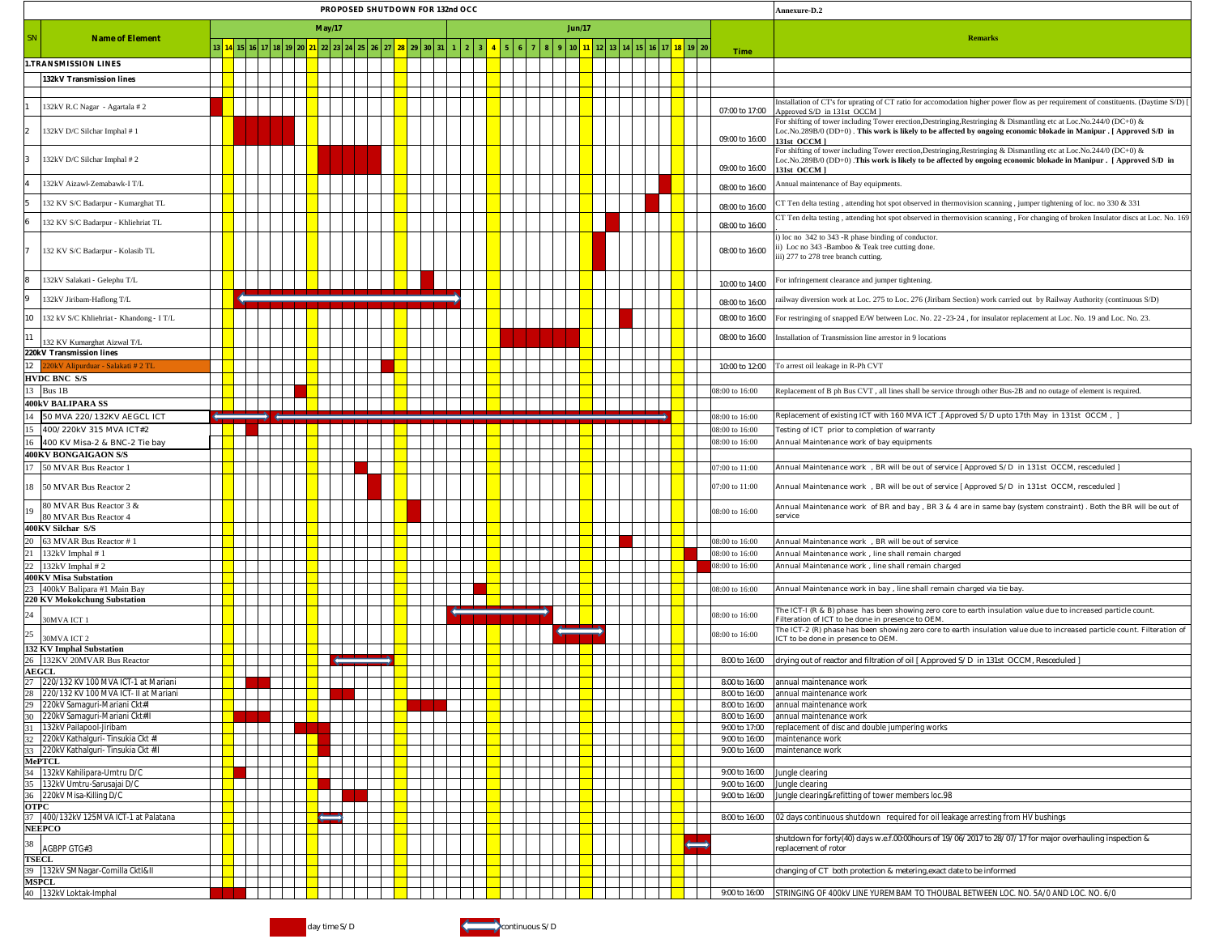# PROPOSED SHUTDOWN FOR 132nd OCC

**Annexure-D.2**

| SN | Name of Element | Shutdown dates (May/17 – Jun/17) | Time | Remarks |
|---|---|---|---|---|
| **1.TRANSMISSION LINES** | | | | |
| | **132kV Transmission lines** | | | |
| 1 | 132kV R.C Nagar - Agartala # 2 | 13 May (day time S/D) | 07:00 to 17:00 | Installation of CT's for uprating of CT ratio for accomodation higher power flow as per requirement of constituents. (Daytime S/D) [ Approved S/D in 131st OCCM ] |
| 2 | 132kV D/C Silchar Imphal # 1 | 15–19 May (day time S/D) | 09:00 to 16:00 | For shifting of tower including Tower erection,Destringing,Restringing & Dismantling etc at Loc.No.244/0 (DC+0) & Loc.No.289B/0 (DD+0) . **This work is likely to be affected by ongoing economic blokade in Manipur . [ Approved S/D in 131st OCCM ]** |
| 3 | 132kV D/C Silchar Imphal # 2 | 22–26 May (day time S/D) | 09:00 to 16:00 | For shifting of tower including Tower erection,Destringing,Restringing & Dismantling etc at Loc.No.244/0 (DC+0) & Loc.No.289B/0 (DD+0) .**This work is likely to be affected by ongoing economic blokade in Manipur . [ Approved S/D in 131st OCCM ]** |
| 4 | 132kV Aizawl-Zemabawk-I T/L | 17 Jun (day time S/D) | 08:00 to 16:00 | Annual maintenance of Bay equipments. |
| 5 | 132 KV S/C Badarpur - Kumarghat TL | 16 Jun (day time S/D) | 08:00 to 16:00 | CT Ten delta testing , attending hot spot observed in thermovision scanning , jumper tightening of loc. no 330 & 331 |
| 6 | 132 KV S/C Badarpur - Khliehriat TL | 13 Jun (day time S/D) | 08:00 to 16:00 | CT Ten delta testing , attending hot spot observed in thermovision scanning , For changing of broken Insulator discs at Loc. No. 169 |
| 7 | 132 KV S/C Badarpur - Kolasib TL | 12 Jun (day time S/D) | 08:00 to 16:00 | i) loc no 342 to 343 -R phase binding of conductor.<br>ii) Loc no 343 -Bamboo & Teak tree cutting done.<br>iii) 277 to 278 tree branch cutting. |
| 8 | 132kV Salakati - Gelephu T/L | 30 May (day time S/D) | 10:00 to 14:00 | For infringement clearance and jumper tightening. |
| 9 | 132kV Jiribam-Haflong T/L | 15 May – 1 Jun (continuous S/D) | 08:00 to 16:00 | railway diversion work at Loc. 275 to Loc. 276 (Jiribam Section) work carried out by Railway Authority (continuous S/D) |
| 10 | 132 kV S/C Khliehriat - Khandong - I T/L | 14 Jun (day time S/D) | 08:00 to 16:00 | For restringing of snapped E/W between Loc. No. 22 -23-24 , for insulator replacement at Loc. No. 19 and Loc. No. 23. |
| 11 | 132 KV Kumarghat Aizwal T/L | 5–10 Jun (day time S/D) | 08:00 to 16:00 | Installation of Transmission line arrestor in 9 locations |
| | **220kV Transmission lines** | | | |
| 12 | 220kV Alipurduar - Salakati # 2 TL | 27 May (day time S/D) | 10:00 to 12:00 | To arrest oil leakage in R-Ph CVT |
| **HVDC BNC S/S** | | | | |
| 13 | Bus 1B | 20 May (day time S/D) | 08:00 to 16:00 | Replacement of B ph Bus CVT , all lines shall be service through other Bus-2B and no outage of element is required. |
| **400kV BALIPARA SS** | | | | |
| 14 | 50 MVA 220/132KV AEGCL ICT | 13 May – 17 Jun (continuous S/D) | 08:00 to 16:00 | Replacement of existing ICT with 160 MVA ICT .[ Approved S/D upto 17th May in 131st OCCM , ] |
| 15 | 400/220kV 315 MVA ICT#2 | 16 May (day time S/D) | 08:00 to 16:00 | Testing of ICT prior to completion of warranty |
| 16 | 400 KV Misa-2 & BNC-2 Tie bay | | 08:00 to 16:00 | Annual Maintenance work of bay equipments |
| **400KV BONGAIGAON S/S** | | | | |
| 17 | 50 MVAR Bus Reactor 1 | 25 May (day time S/D) | 07:00 to 11:00 | Annual Maintenance work , BR will be out of service [ Approved S/D in 131st OCCM, resceduled ] |
| 18 | 50 MVAR Bus Reactor 2 | 26 May (day time S/D) | 07:00 to 11:00 | Annual Maintenance work , BR will be out of service [ Approved S/D in 131st OCCM, resceduled ] |
| 19 | 80 MVAR Bus Reactor 3 &<br>80 MVAR Bus Reactor 4 | 29 May (day time S/D) | 08:00 to 16:00 | Annual Maintenance work of BR and bay , BR 3 & 4 are in same bay (system constraint) . Both the BR will be out of service |
| **400KV Silchar S/S** | | | | |
| 20 | 63 MVAR Bus Reactor # 1 | 14 Jun (day time S/D) | 08:00 to 16:00 | Annual Maintenance work , BR will be out of service |
| 21 | 132kV Imphal # 1 | 19 Jun (day time S/D) | 08:00 to 16:00 | Annual Maintenance work , line shall remain charged |
| 22 | 132kV Imphal # 2 | 20 Jun (day time S/D) | 08:00 to 16:00 | Annual Maintenance work , line shall remain charged |
| **400KV Misa Substation** | | | | |
| 23 | 400kV Balipara #1 Main Bay | 3 Jun (day time S/D) | 08:00 to 16:00 | Annual Maintenance work in bay , line shall remain charged via tie bay. |
| **220 KV Mokokchung Substation** | | | | |
| 24 | 30MVA ICT 1 | 1–8 Jun (continuous S/D) | 08:00 to 16:00 | The ICT-I (R & B) phase has been showing zero core to earth insulation value due to increased particle count. Filteration of ICT to be done in presence to OEM. |
| 25 | 30MVA ICT 2 | 9–12 Jun (continuous S/D) | 08:00 to 16:00 | The ICT-2 (R) phase has been showing zero core to earth insulation value due to increased particle count. Filteration of ICT to be done in presence to OEM. |
| **132 KV Imphal Substation** | | | | |
| 26 | 132KV 20MVAR Bus Reactor | 23–27 May (continuous S/D) | 8:00 to 16:00 | drying out of reactor and filtration of oil [ Approved S/D in 131st OCCM, Resceduled ] |
| **AEGCL** | | | | |
| 27 | 220/132 KV 100 MVA ICT-1 at Mariani | 16–17 May (day time S/D) | 8:00 to 16:00 | annual maintenance work |
| 28 | 220/132 KV 100 MVA ICT- II at Mariani | 23–24 May (day time S/D) | 8:00 to 16:00 | annual maintenance work |
| 29 | 220kV Samaguri-Mariani Ckt#I | 29–31 May (day time S/D) | 8:00 to 16:00 | annual maintenance work |
| 30 | 220kV Samaguri-Mariani Ckt#II | 15–17 May (day time S/D) | 8:00 to 16:00 | annual maintenance work |
| 31 | 132kV Pailapool-Jiribam | 20–22 May (day time S/D) | 9:00 to 17:00 | replacement of disc and double jumpering works |
| 32 | 220kV Kathalguri- Tinsukia Ckt #I | 22 May (day time S/D) | 9:00 to 16:00 | maintenance work |
| 33 | 220kV Kathalguri- Tinsukia Ckt #II | 22 May (day time S/D) | 9:00 to 16:00 | maintenance work |
| **MePTCL** | | | | |
| 34 | 132kV Kahilipara-Umtru D/C | 15 May (day time S/D) | 9:00 to 16:00 | Jungle clearing |
| 35 | 132kV Umtru-Sarusajai D/C | 22 May (day time S/D) | 9:00 to 16:00 | Jungle clearing |
| 36 | 220kV Misa-Killing D/C | 24–25 May (day time S/D) | 9:00 to 16:00 | Jungle clearing&refitting of tower members loc.98 |
| **OTPC** | | | | |
| 37 | 400/132kV 125MVA ICT-1 at Palatana | 22–23 May (continuous S/D) | 8:00 to 16:00 | 02 days continuous shutdown required for oil leakage arresting from HV bushings |
| **NEEPCO** | | | | |
| 38 | AGBPP GTG#3 | 19–20 Jun (continuous S/D) | | shutdown for forty(40) days w.e.f.00:00hours of 19/06/2017 to 28/07/17 for major overhauling inspection & replacement of rotor |
| **TSECL** | | | | |
| 39 | 132kV SM Nagar-Comilla CktI&II | | | changing of CT both protection & metering,exact date to be informed |
| **MSPCL** | | | | |
| 40 | 132kV Loktak-Imphal | 13–15 May (day time S/D) | 9:00 to 16:00 | STRINGING OF 400KV LINE YUREMBAM TO THOUBAL BETWEEN LOC. NO. 5A/0 AND LOC. NO. 6/0 |

Legend: day time S/D (red block); continuous S/D (double arrow)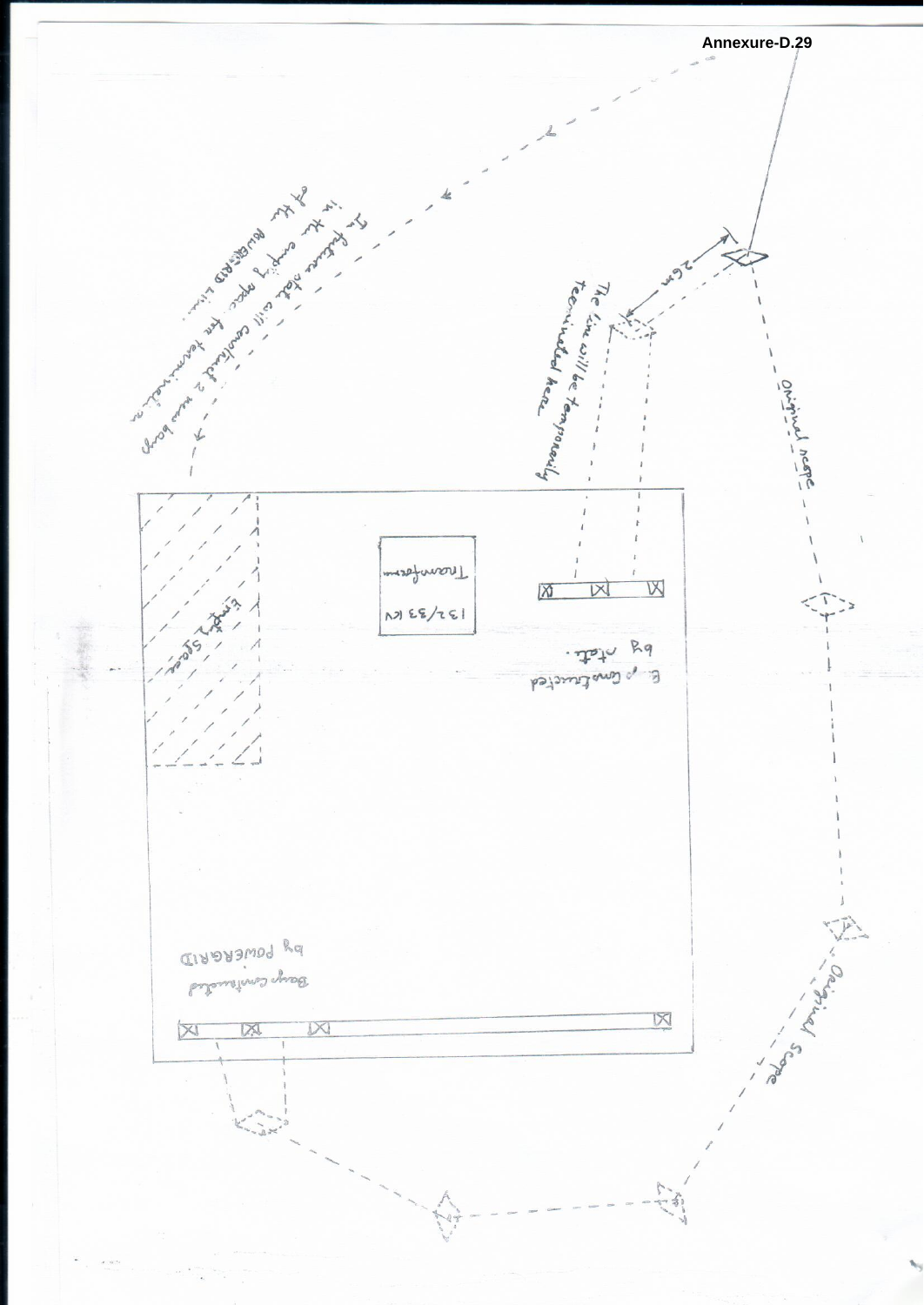**Annexure-D.29**

In future ntpc will construct 2 new bays in the empty space for termination of the POWERGRID lines.

26m

The line will be temporarily terminated here.

Original scope

Empty Space

132/33 KV Transformer

Bays Constructed by ntpc.

Original Scope

Bays Constructed by POWERGRID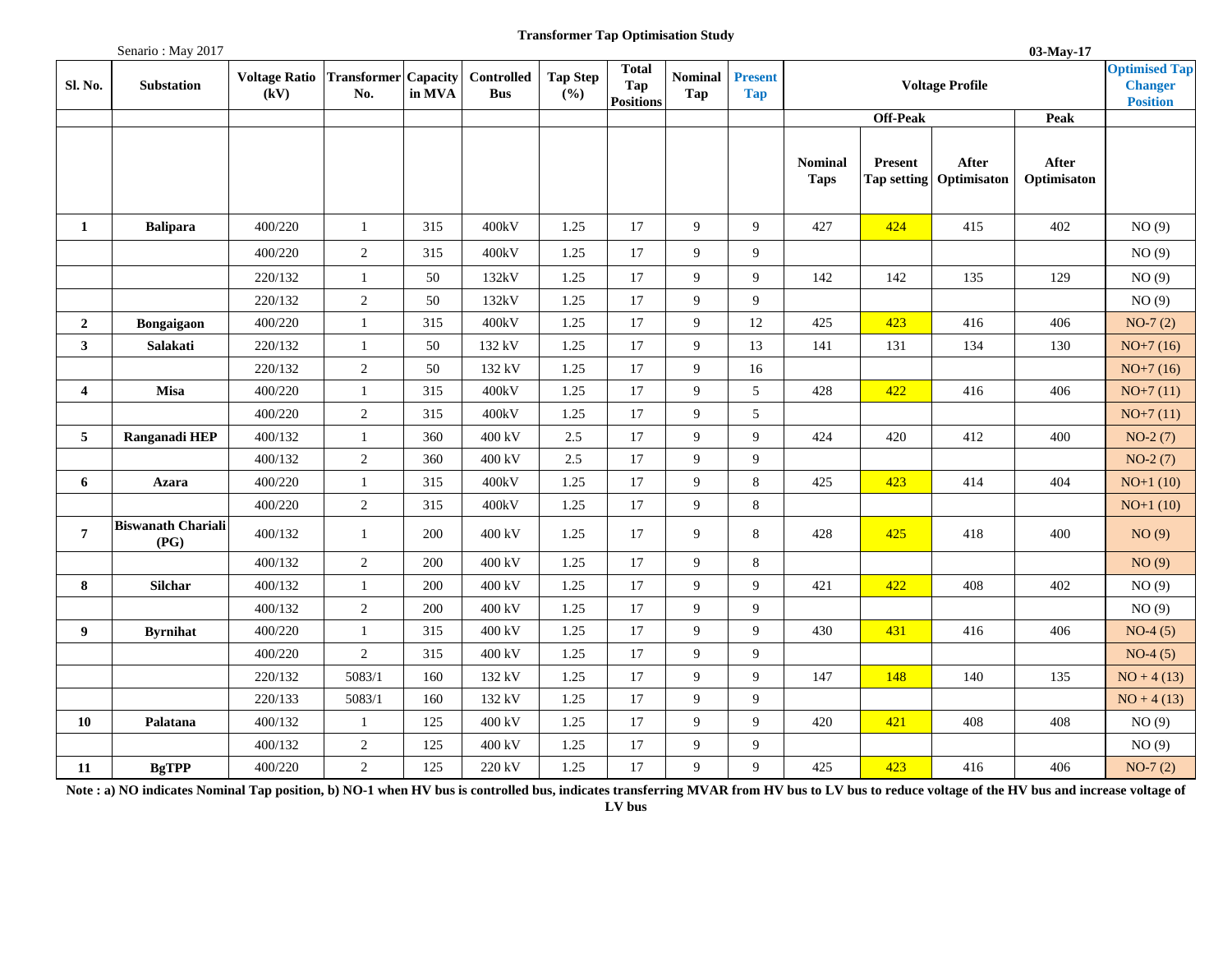**Transformer Tap Optimisation Study**

Senario : May 2017

03-May-17

| Sl. No. | Substation | Voltage Ratio (kV) | Transformer No. | Capacity in MVA | Controlled Bus | Tap Step (%) | Total Tap Positions | Nominal Tap | Present Tap | Voltage Profile | | | | Optimised Tap Changer Position |
|---|---|---|---|---|---|---|---|---|---|---|---|---|---|---|
| | | | | | | | | | | Off-Peak | | | Peak | |
| | | | | | | | | | | Nominal Taps | Present Tap setting | After Optimisaton | After Optimisaton | |
| 1 | Balipara | 400/220 | 1 | 315 | 400kV | 1.25 | 17 | 9 | 9 | 427 | 424 | 415 | 402 | NO (9) |
| | | 400/220 | 2 | 315 | 400kV | 1.25 | 17 | 9 | 9 | | | | | NO (9) |
| | | 220/132 | 1 | 50 | 132kV | 1.25 | 17 | 9 | 9 | 142 | 142 | 135 | 129 | NO (9) |
| | | 220/132 | 2 | 50 | 132kV | 1.25 | 17 | 9 | 9 | | | | | NO (9) |
| 2 | Bongaigaon | 400/220 | 1 | 315 | 400kV | 1.25 | 17 | 9 | 12 | 425 | 423 | 416 | 406 | NO-7 (2) |
| 3 | Salakati | 220/132 | 1 | 50 | 132 kV | 1.25 | 17 | 9 | 13 | 141 | 131 | 134 | 130 | NO+7 (16) |
| | | 220/132 | 2 | 50 | 132 kV | 1.25 | 17 | 9 | 16 | | | | | NO+7 (16) |
| 4 | Misa | 400/220 | 1 | 315 | 400kV | 1.25 | 17 | 9 | 5 | 428 | 422 | 416 | 406 | NO+7 (11) |
| | | 400/220 | 2 | 315 | 400kV | 1.25 | 17 | 9 | 5 | | | | | NO+7 (11) |
| 5 | Ranganadi HEP | 400/132 | 1 | 360 | 400 kV | 2.5 | 17 | 9 | 9 | 424 | 420 | 412 | 400 | NO-2 (7) |
| | | 400/132 | 2 | 360 | 400 kV | 2.5 | 17 | 9 | 9 | | | | | NO-2 (7) |
| 6 | Azara | 400/220 | 1 | 315 | 400kV | 1.25 | 17 | 9 | 8 | 425 | 423 | 414 | 404 | NO+1 (10) |
| | | 400/220 | 2 | 315 | 400kV | 1.25 | 17 | 9 | 8 | | | | | NO+1 (10) |
| 7 | Biswanath Chariali (PG) | 400/132 | 1 | 200 | 400 kV | 1.25 | 17 | 9 | 8 | 428 | 425 | 418 | 400 | NO (9) |
| | | 400/132 | 2 | 200 | 400 kV | 1.25 | 17 | 9 | 8 | | | | | NO (9) |
| 8 | Silchar | 400/132 | 1 | 200 | 400 kV | 1.25 | 17 | 9 | 9 | 421 | 422 | 408 | 402 | NO (9) |
| | | 400/132 | 2 | 200 | 400 kV | 1.25 | 17 | 9 | 9 | | | | | NO (9) |
| 9 | Byrnihat | 400/220 | 1 | 315 | 400 kV | 1.25 | 17 | 9 | 9 | 430 | 431 | 416 | 406 | NO-4 (5) |
| | | 400/220 | 2 | 315 | 400 kV | 1.25 | 17 | 9 | 9 | | | | | NO-4 (5) |
| | | 220/132 | 5083/1 | 160 | 132 kV | 1.25 | 17 | 9 | 9 | 147 | 148 | 140 | 135 | NO + 4 (13) |
| | | 220/133 | 5083/1 | 160 | 132 kV | 1.25 | 17 | 9 | 9 | | | | | NO + 4 (13) |
| 10 | Palatana | 400/132 | 1 | 125 | 400 kV | 1.25 | 17 | 9 | 9 | 420 | 421 | 408 | 408 | NO (9) |
| | | 400/132 | 2 | 125 | 400 kV | 1.25 | 17 | 9 | 9 | | | | | NO (9) |
| 11 | BgTPP | 400/220 | 2 | 125 | 220 kV | 1.25 | 17 | 9 | 9 | 425 | 423 | 416 | 406 | NO-7 (2) |

**Note : a) NO indicates Nominal Tap position, b) NO-1 when HV bus is controlled bus, indicates transferring MVAR from HV bus to LV bus to reduce voltage of the HV bus and increase voltage of LV bus**